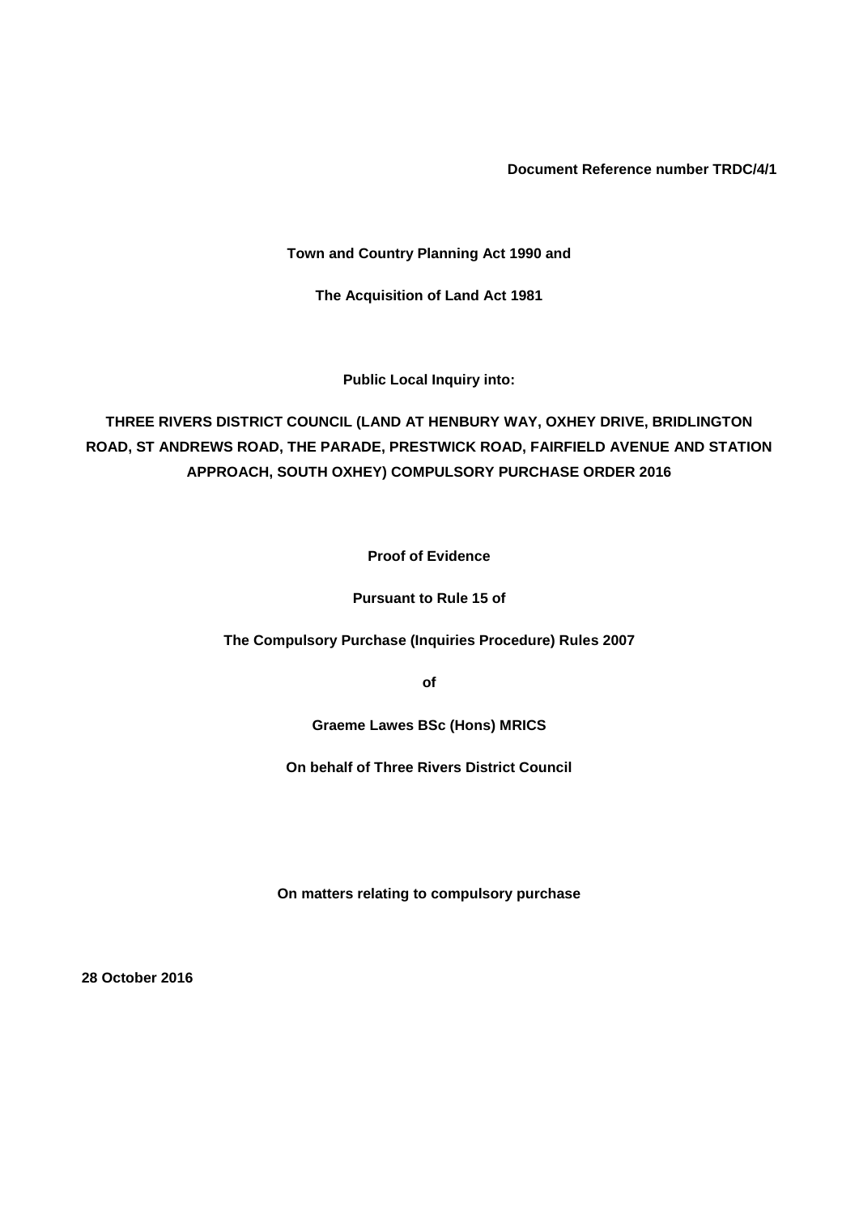**Document Reference number TRDC/4/1**

**Town and Country Planning Act 1990 and**

**The Acquisition of Land Act 1981**

**Public Local Inquiry into:**

# THREE RIVERS DISTRICT COUNCIL (LAND AT HENBURY WAY, OXHEY DRIVE, BRIDLINGTON ROAD, ST ANDREWS ROAD, THE PARADE, PRESTWICK ROAD, FAIRFIELD AVENUE AND STATION APPROACH, SOUTH OXHEY) COMPULSORY PURCHASE ORDER 2016

**Proof of Evidence**

**Pursuant to Rule 15 of**

**The Compulsory Purchase (Inquiries Procedure) Rules 2007**

**of**

**Graeme Lawes BSc (Hons) MRICS**

**On behalf of Three Rivers District Council**

**On matters relating to compulsory purchase**

**28 October 2016**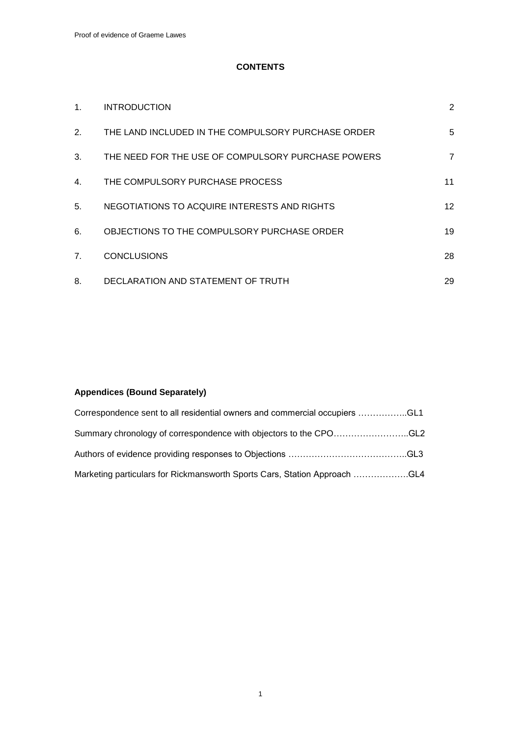## CONTENTS

| | | |
|---|---|---|
| 1. | INTRODUCTION | 2 |
| 2. | THE LAND INCLUDED IN THE COMPULSORY PURCHASE ORDER | 5 |
| 3. | THE NEED FOR THE USE OF COMPULSORY PURCHASE POWERS | 7 |
| 4. | THE COMPULSORY PURCHASE PROCESS | 11 |
| 5. | NEGOTIATIONS TO ACQUIRE INTERESTS AND RIGHTS | 12 |
| 6. | OBJECTIONS TO THE COMPULSORY PURCHASE ORDER | 19 |
| 7. | CONCLUSIONS | 28 |
| 8. | DECLARATION AND STATEMENT OF TRUTH | 29 |

**Appendices (Bound Separately)**

Correspondence sent to all residential owners and commercial occupiers ……………..GL1

Summary chronology of correspondence with objectors to the CPO……………………..GL2

Authors of evidence providing responses to Objections …………………………………..GL3

Marketing particulars for Rickmansworth Sports Cars, Station Approach ……………….GL4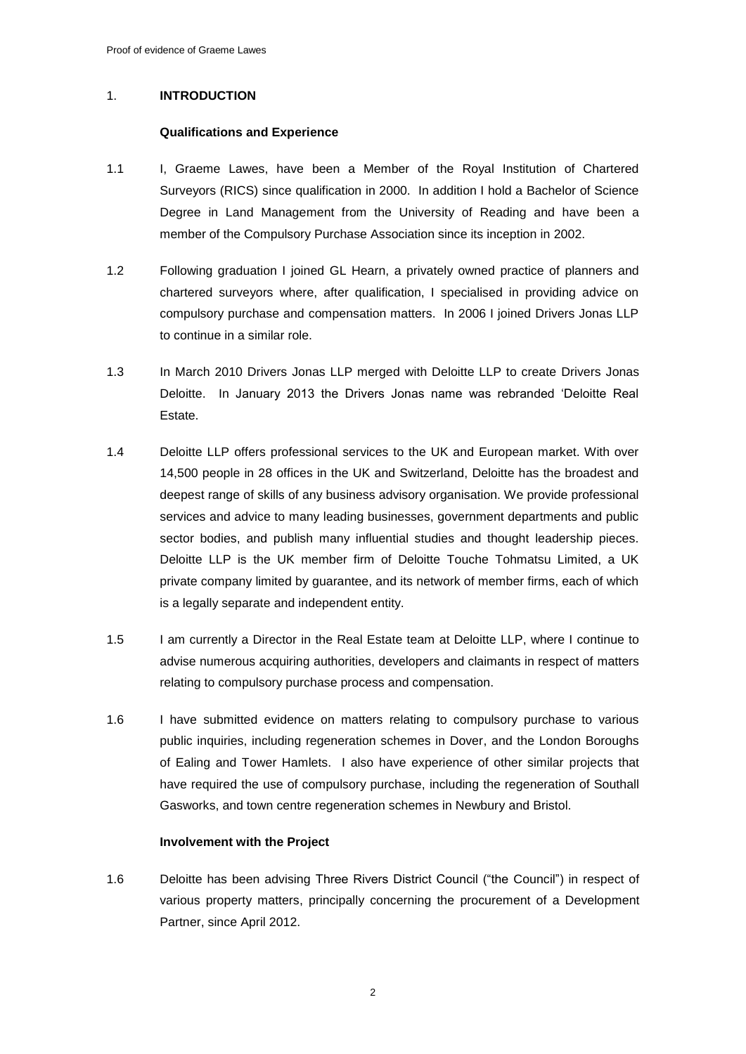## 1. INTRODUCTION

### Qualifications and Experience

1.1 I, Graeme Lawes, have been a Member of the Royal Institution of Chartered Surveyors (RICS) since qualification in 2000. In addition I hold a Bachelor of Science Degree in Land Management from the University of Reading and have been a member of the Compulsory Purchase Association since its inception in 2002.

1.2 Following graduation I joined GL Hearn, a privately owned practice of planners and chartered surveyors where, after qualification, I specialised in providing advice on compulsory purchase and compensation matters. In 2006 I joined Drivers Jonas LLP to continue in a similar role.

1.3 In March 2010 Drivers Jonas LLP merged with Deloitte LLP to create Drivers Jonas Deloitte. In January 2013 the Drivers Jonas name was rebranded 'Deloitte Real Estate.

1.4 Deloitte LLP offers professional services to the UK and European market. With over 14,500 people in 28 offices in the UK and Switzerland, Deloitte has the broadest and deepest range of skills of any business advisory organisation. We provide professional services and advice to many leading businesses, government departments and public sector bodies, and publish many influential studies and thought leadership pieces. Deloitte LLP is the UK member firm of Deloitte Touche Tohmatsu Limited, a UK private company limited by guarantee, and its network of member firms, each of which is a legally separate and independent entity.

1.5 I am currently a Director in the Real Estate team at Deloitte LLP, where I continue to advise numerous acquiring authorities, developers and claimants in respect of matters relating to compulsory purchase process and compensation.

1.6 I have submitted evidence on matters relating to compulsory purchase to various public inquiries, including regeneration schemes in Dover, and the London Boroughs of Ealing and Tower Hamlets. I also have experience of other similar projects that have required the use of compulsory purchase, including the regeneration of Southall Gasworks, and town centre regeneration schemes in Newbury and Bristol.

### Involvement with the Project

1.6 Deloitte has been advising Three Rivers District Council ("the Council") in respect of various property matters, principally concerning the procurement of a Development Partner, since April 2012.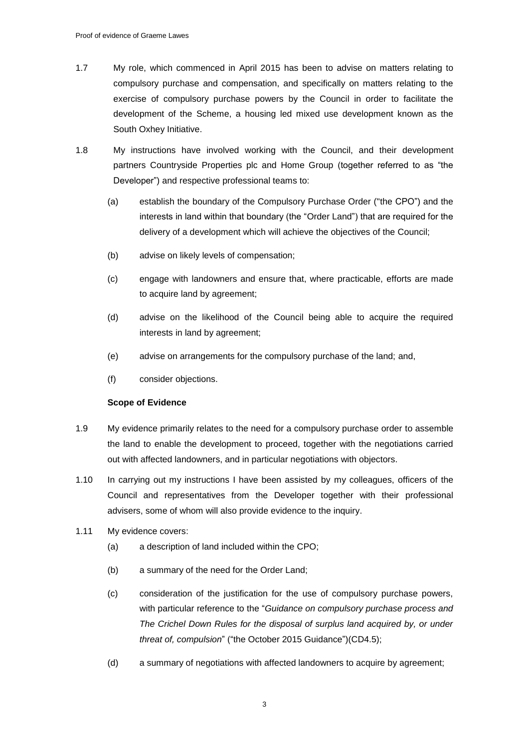1.7 My role, which commenced in April 2015 has been to advise on matters relating to compulsory purchase and compensation, and specifically on matters relating to the exercise of compulsory purchase powers by the Council in order to facilitate the development of the Scheme, a housing led mixed use development known as the South Oxhey Initiative.

1.8 My instructions have involved working with the Council, and their development partners Countryside Properties plc and Home Group (together referred to as "the Developer") and respective professional teams to:

(a) establish the boundary of the Compulsory Purchase Order ("the CPO") and the interests in land within that boundary (the "Order Land") that are required for the delivery of a development which will achieve the objectives of the Council;

(b) advise on likely levels of compensation;

(c) engage with landowners and ensure that, where practicable, efforts are made to acquire land by agreement;

(d) advise on the likelihood of the Council being able to acquire the required interests in land by agreement;

(e) advise on arrangements for the compulsory purchase of the land; and,

(f) consider objections.

**Scope of Evidence**

1.9 My evidence primarily relates to the need for a compulsory purchase order to assemble the land to enable the development to proceed, together with the negotiations carried out with affected landowners, and in particular negotiations with objectors.

1.10 In carrying out my instructions I have been assisted by my colleagues, officers of the Council and representatives from the Developer together with their professional advisers, some of whom will also provide evidence to the inquiry.

1.11 My evidence covers:

(a) a description of land included within the CPO;

(b) a summary of the need for the Order Land;

(c) consideration of the justification for the use of compulsory purchase powers, with particular reference to the "*Guidance on compulsory purchase process and The Crichel Down Rules for the disposal of surplus land acquired by, or under threat of, compulsion*" ("the October 2015 Guidance")(CD4.5);

(d) a summary of negotiations with affected landowners to acquire by agreement;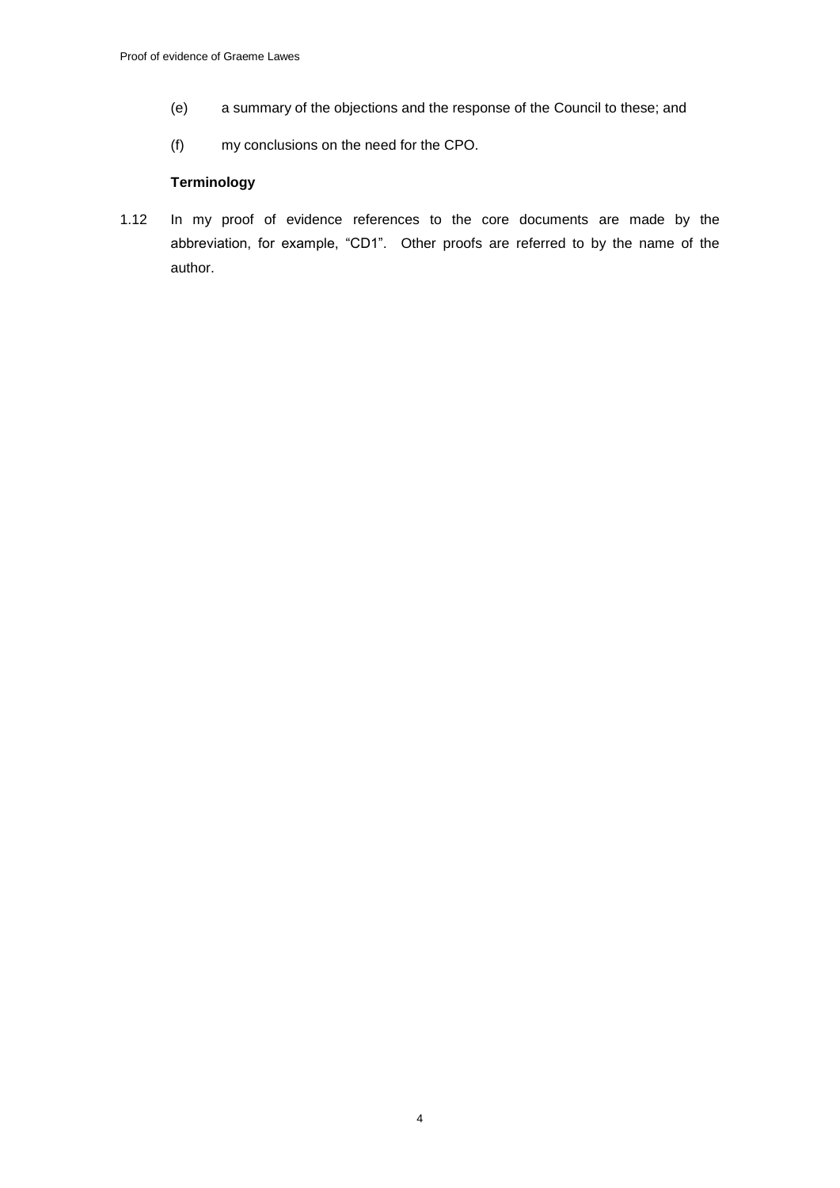(e) a summary of the objections and the response of the Council to these; and

(f) my conclusions on the need for the CPO.

**Terminology**

1.12 In my proof of evidence references to the core documents are made by the abbreviation, for example, "CD1". Other proofs are referred to by the name of the author.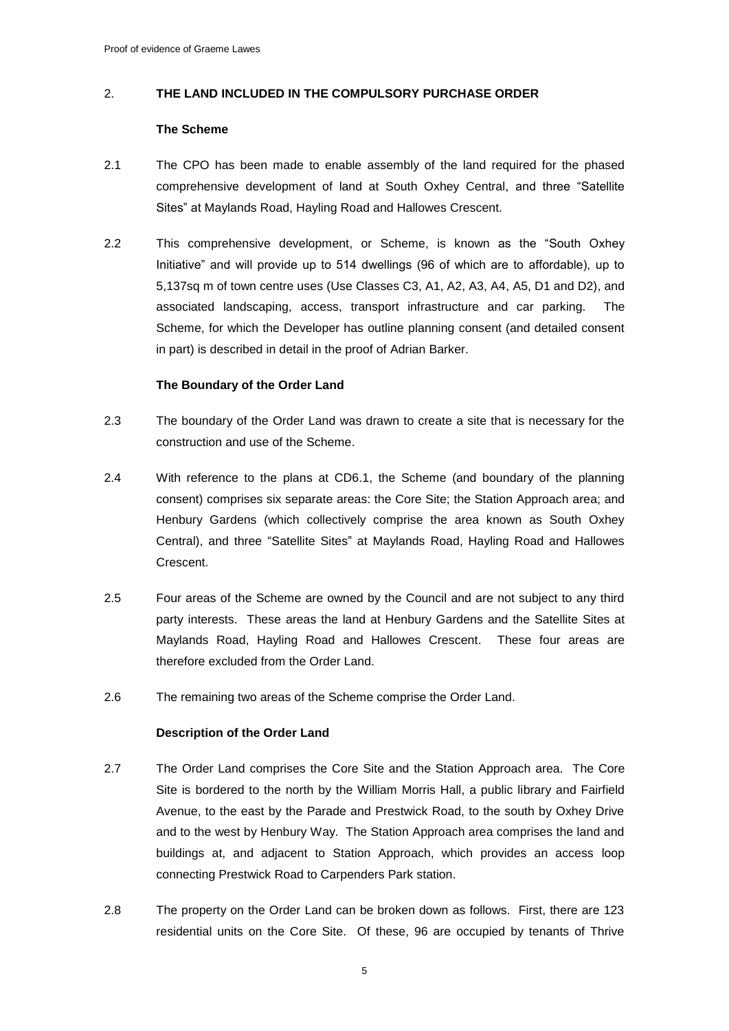## 2. THE LAND INCLUDED IN THE COMPULSORY PURCHASE ORDER

### The Scheme

2.1 The CPO has been made to enable assembly of the land required for the phased comprehensive development of land at South Oxhey Central, and three "Satellite Sites" at Maylands Road, Hayling Road and Hallowes Crescent.

2.2 This comprehensive development, or Scheme, is known as the "South Oxhey Initiative" and will provide up to 514 dwellings (96 of which are to affordable), up to 5,137sq m of town centre uses (Use Classes C3, A1, A2, A3, A4, A5, D1 and D2), and associated landscaping, access, transport infrastructure and car parking. The Scheme, for which the Developer has outline planning consent (and detailed consent in part) is described in detail in the proof of Adrian Barker.

### The Boundary of the Order Land

2.3 The boundary of the Order Land was drawn to create a site that is necessary for the construction and use of the Scheme.

2.4 With reference to the plans at CD6.1, the Scheme (and boundary of the planning consent) comprises six separate areas: the Core Site; the Station Approach area; and Henbury Gardens (which collectively comprise the area known as South Oxhey Central), and three "Satellite Sites" at Maylands Road, Hayling Road and Hallowes Crescent.

2.5 Four areas of the Scheme are owned by the Council and are not subject to any third party interests. These areas the land at Henbury Gardens and the Satellite Sites at Maylands Road, Hayling Road and Hallowes Crescent. These four areas are therefore excluded from the Order Land.

2.6 The remaining two areas of the Scheme comprise the Order Land.

### Description of the Order Land

2.7 The Order Land comprises the Core Site and the Station Approach area. The Core Site is bordered to the north by the William Morris Hall, a public library and Fairfield Avenue, to the east by the Parade and Prestwick Road, to the south by Oxhey Drive and to the west by Henbury Way. The Station Approach area comprises the land and buildings at, and adjacent to Station Approach, which provides an access loop connecting Prestwick Road to Carpenders Park station.

2.8 The property on the Order Land can be broken down as follows. First, there are 123 residential units on the Core Site. Of these, 96 are occupied by tenants of Thrive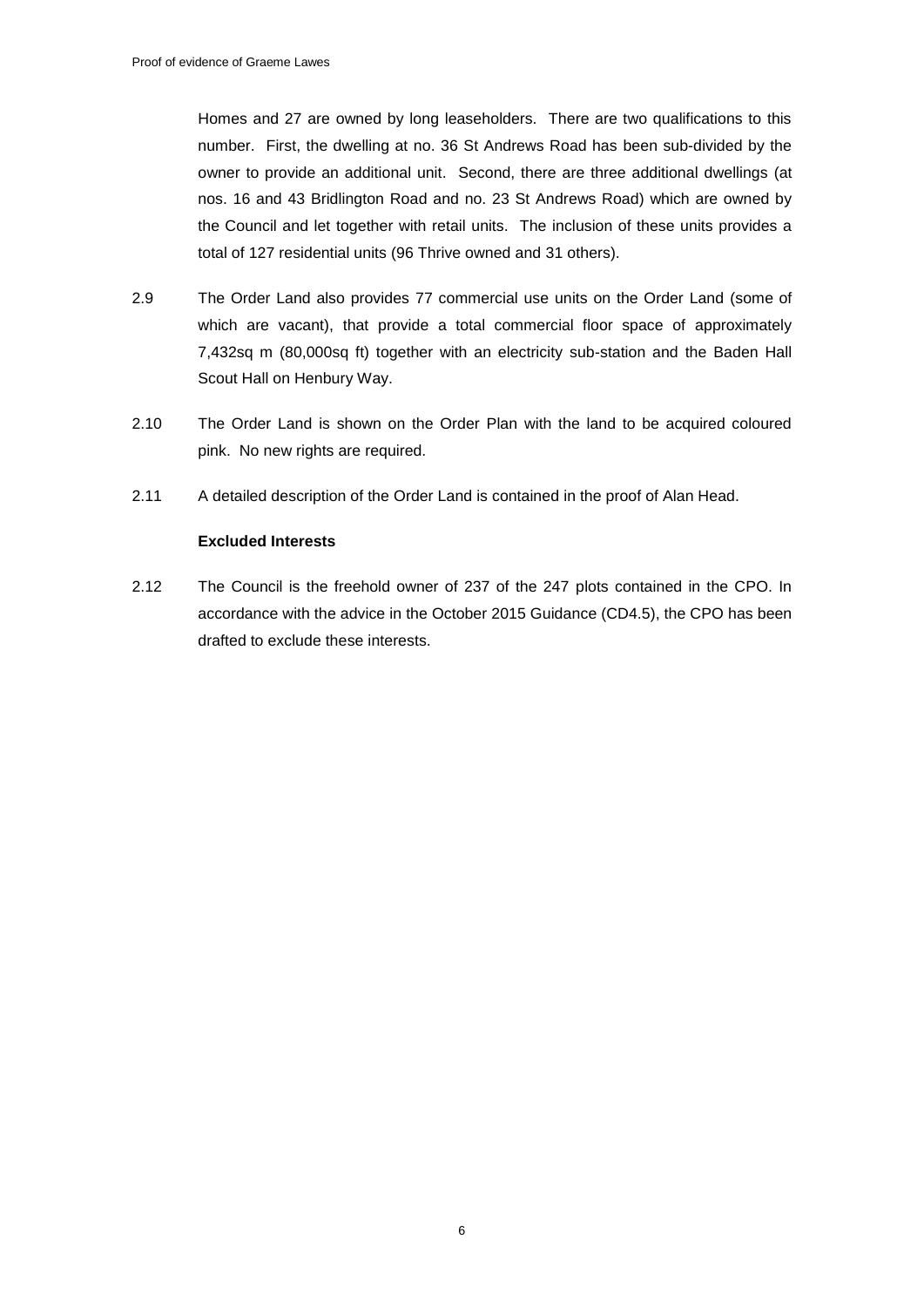Homes and 27 are owned by long leaseholders. There are two qualifications to this number. First, the dwelling at no. 36 St Andrews Road has been sub-divided by the owner to provide an additional unit. Second, there are three additional dwellings (at nos. 16 and 43 Bridlington Road and no. 23 St Andrews Road) which are owned by the Council and let together with retail units. The inclusion of these units provides a total of 127 residential units (96 Thrive owned and 31 others).

2.9 The Order Land also provides 77 commercial use units on the Order Land (some of which are vacant), that provide a total commercial floor space of approximately 7,432sq m (80,000sq ft) together with an electricity sub-station and the Baden Hall Scout Hall on Henbury Way.

2.10 The Order Land is shown on the Order Plan with the land to be acquired coloured pink. No new rights are required.

2.11 A detailed description of the Order Land is contained in the proof of Alan Head.

**Excluded Interests**

2.12 The Council is the freehold owner of 237 of the 247 plots contained in the CPO. In accordance with the advice in the October 2015 Guidance (CD4.5), the CPO has been drafted to exclude these interests.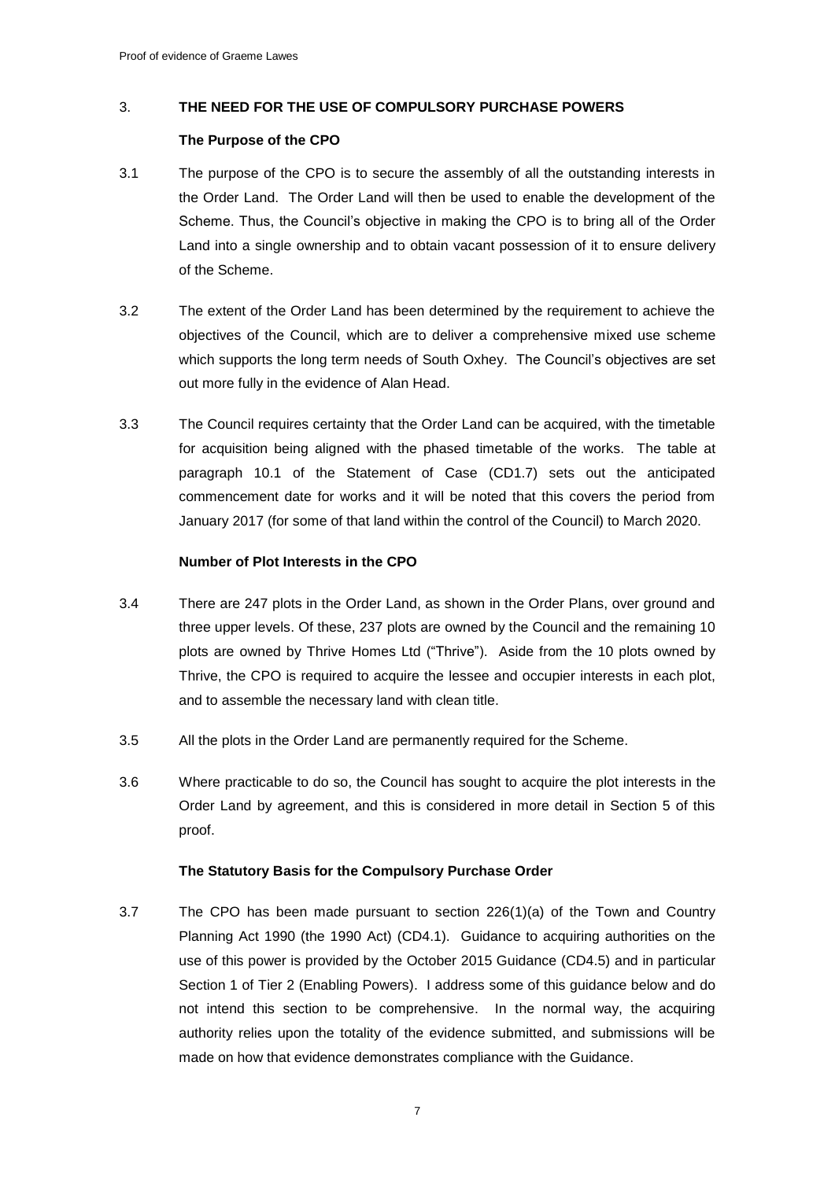## 3. THE NEED FOR THE USE OF COMPULSORY PURCHASE POWERS

### The Purpose of the CPO

3.1 The purpose of the CPO is to secure the assembly of all the outstanding interests in the Order Land. The Order Land will then be used to enable the development of the Scheme. Thus, the Council's objective in making the CPO is to bring all of the Order Land into a single ownership and to obtain vacant possession of it to ensure delivery of the Scheme.

3.2 The extent of the Order Land has been determined by the requirement to achieve the objectives of the Council, which are to deliver a comprehensive mixed use scheme which supports the long term needs of South Oxhey. The Council's objectives are set out more fully in the evidence of Alan Head.

3.3 The Council requires certainty that the Order Land can be acquired, with the timetable for acquisition being aligned with the phased timetable of the works. The table at paragraph 10.1 of the Statement of Case (CD1.7) sets out the anticipated commencement date for works and it will be noted that this covers the period from January 2017 (for some of that land within the control of the Council) to March 2020.

### Number of Plot Interests in the CPO

3.4 There are 247 plots in the Order Land, as shown in the Order Plans, over ground and three upper levels. Of these, 237 plots are owned by the Council and the remaining 10 plots are owned by Thrive Homes Ltd ("Thrive"). Aside from the 10 plots owned by Thrive, the CPO is required to acquire the lessee and occupier interests in each plot, and to assemble the necessary land with clean title.

3.5 All the plots in the Order Land are permanently required for the Scheme.

3.6 Where practicable to do so, the Council has sought to acquire the plot interests in the Order Land by agreement, and this is considered in more detail in Section 5 of this proof.

### The Statutory Basis for the Compulsory Purchase Order

3.7 The CPO has been made pursuant to section 226(1)(a) of the Town and Country Planning Act 1990 (the 1990 Act) (CD4.1). Guidance to acquiring authorities on the use of this power is provided by the October 2015 Guidance (CD4.5) and in particular Section 1 of Tier 2 (Enabling Powers). I address some of this guidance below and do not intend this section to be comprehensive. In the normal way, the acquiring authority relies upon the totality of the evidence submitted, and submissions will be made on how that evidence demonstrates compliance with the Guidance.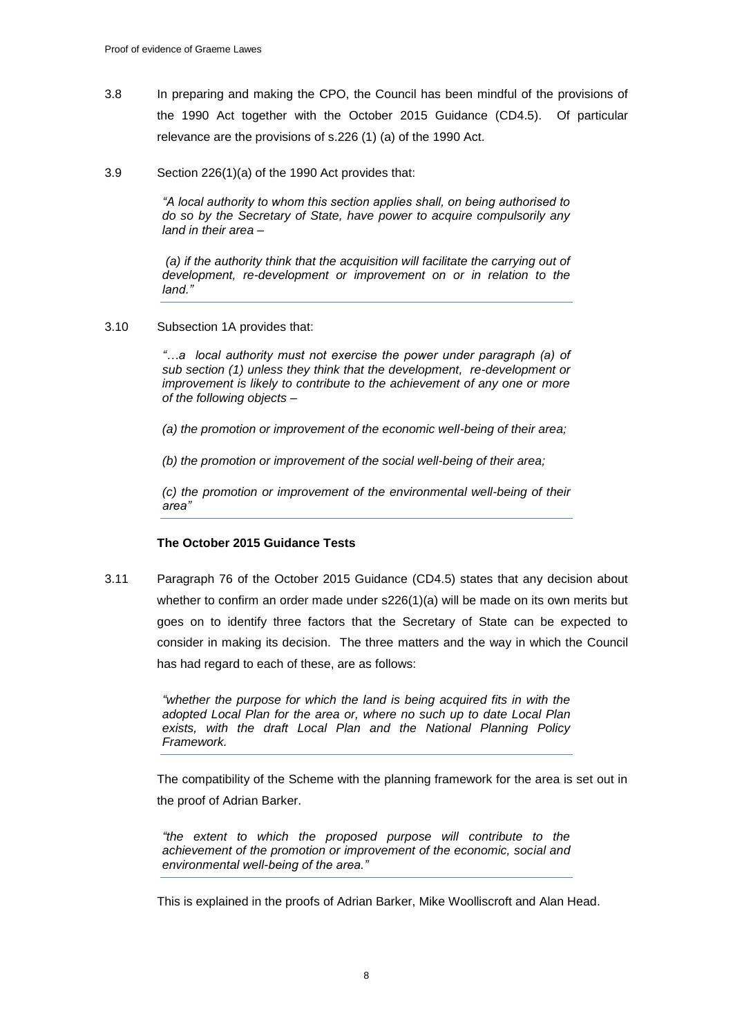3.8 In preparing and making the CPO, the Council has been mindful of the provisions of the 1990 Act together with the October 2015 Guidance (CD4.5). Of particular relevance are the provisions of s.226 (1) (a) of the 1990 Act.

3.9 Section 226(1)(a) of the 1990 Act provides that:

> *"A local authority to whom this section applies shall, on being authorised to do so by the Secretary of State, have power to acquire compulsorily any land in their area –*
>
> *(a) if the authority think that the acquisition will facilitate the carrying out of development, re-development or improvement on or in relation to the land."*

3.10 Subsection 1A provides that:

> *"…a local authority must not exercise the power under paragraph (a) of sub section (1) unless they think that the development, re-development or improvement is likely to contribute to the achievement of any one or more of the following objects –*
>
> *(a) the promotion or improvement of the economic well-being of their area;*
>
> *(b) the promotion or improvement of the social well-being of their area;*
>
> *(c) the promotion or improvement of the environmental well-being of their area"*

**The October 2015 Guidance Tests**

3.11 Paragraph 76 of the October 2015 Guidance (CD4.5) states that any decision about whether to confirm an order made under s226(1)(a) will be made on its own merits but goes on to identify three factors that the Secretary of State can be expected to consider in making its decision. The three matters and the way in which the Council has had regard to each of these, are as follows:

> *"whether the purpose for which the land is being acquired fits in with the adopted Local Plan for the area or, where no such up to date Local Plan exists, with the draft Local Plan and the National Planning Policy Framework.*

The compatibility of the Scheme with the planning framework for the area is set out in the proof of Adrian Barker.

> *"the extent to which the proposed purpose will contribute to the achievement of the promotion or improvement of the economic, social and environmental well-being of the area."*

This is explained in the proofs of Adrian Barker, Mike Woolliscroft and Alan Head.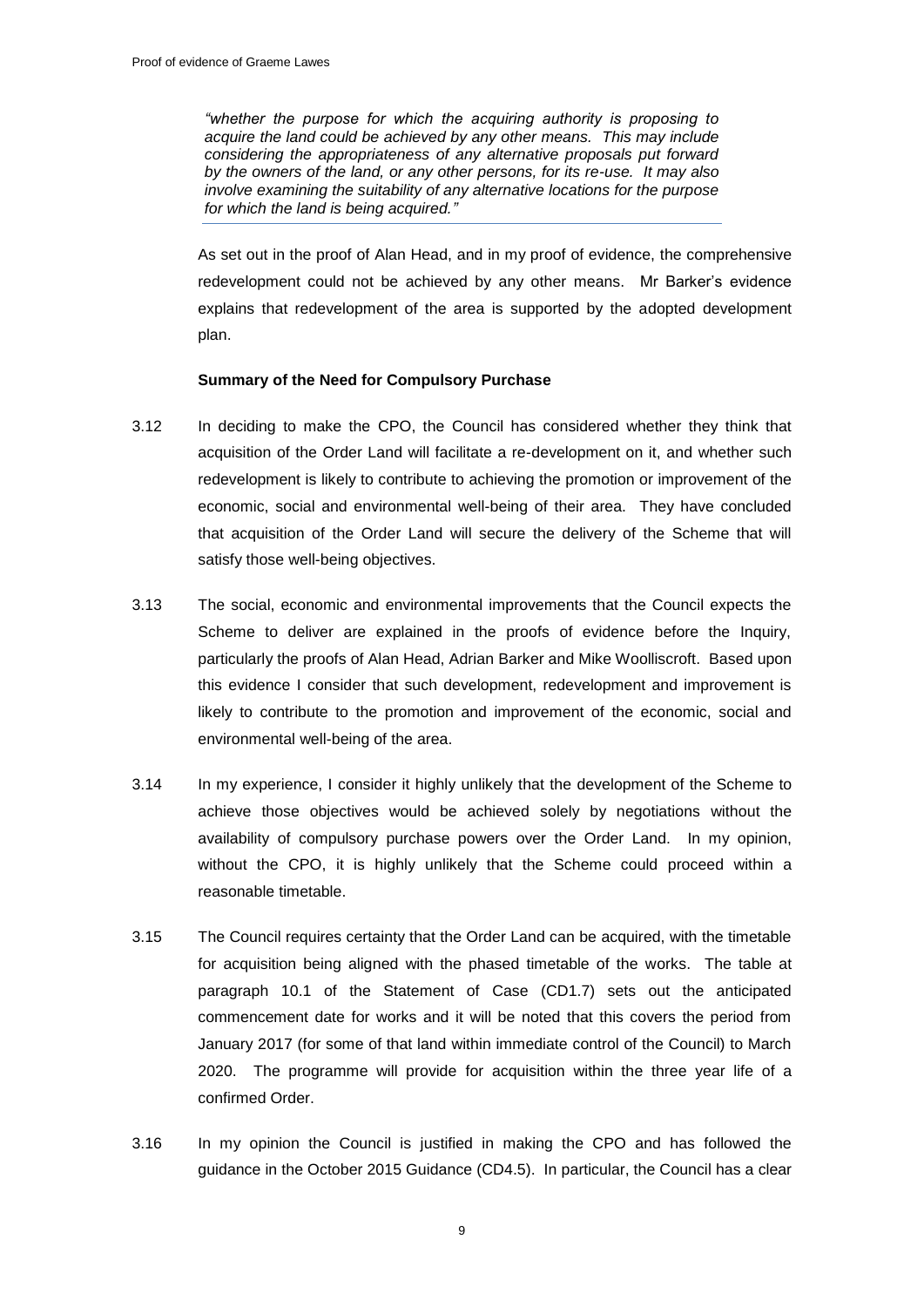> *"whether the purpose for which the acquiring authority is proposing to acquire the land could be achieved by any other means. This may include considering the appropriateness of any alternative proposals put forward by the owners of the land, or any other persons, for its re-use. It may also involve examining the suitability of any alternative locations for the purpose for which the land is being acquired."*

As set out in the proof of Alan Head, and in my proof of evidence, the comprehensive redevelopment could not be achieved by any other means. Mr Barker's evidence explains that redevelopment of the area is supported by the adopted development plan.

**Summary of the Need for Compulsory Purchase**

3.12 In deciding to make the CPO, the Council has considered whether they think that acquisition of the Order Land will facilitate a re-development on it, and whether such redevelopment is likely to contribute to achieving the promotion or improvement of the economic, social and environmental well-being of their area. They have concluded that acquisition of the Order Land will secure the delivery of the Scheme that will satisfy those well-being objectives.

3.13 The social, economic and environmental improvements that the Council expects the Scheme to deliver are explained in the proofs of evidence before the Inquiry, particularly the proofs of Alan Head, Adrian Barker and Mike Woolliscroft. Based upon this evidence I consider that such development, redevelopment and improvement is likely to contribute to the promotion and improvement of the economic, social and environmental well-being of the area.

3.14 In my experience, I consider it highly unlikely that the development of the Scheme to achieve those objectives would be achieved solely by negotiations without the availability of compulsory purchase powers over the Order Land. In my opinion, without the CPO, it is highly unlikely that the Scheme could proceed within a reasonable timetable.

3.15 The Council requires certainty that the Order Land can be acquired, with the timetable for acquisition being aligned with the phased timetable of the works. The table at paragraph 10.1 of the Statement of Case (CD1.7) sets out the anticipated commencement date for works and it will be noted that this covers the period from January 2017 (for some of that land within immediate control of the Council) to March 2020. The programme will provide for acquisition within the three year life of a confirmed Order.

3.16 In my opinion the Council is justified in making the CPO and has followed the guidance in the October 2015 Guidance (CD4.5). In particular, the Council has a clear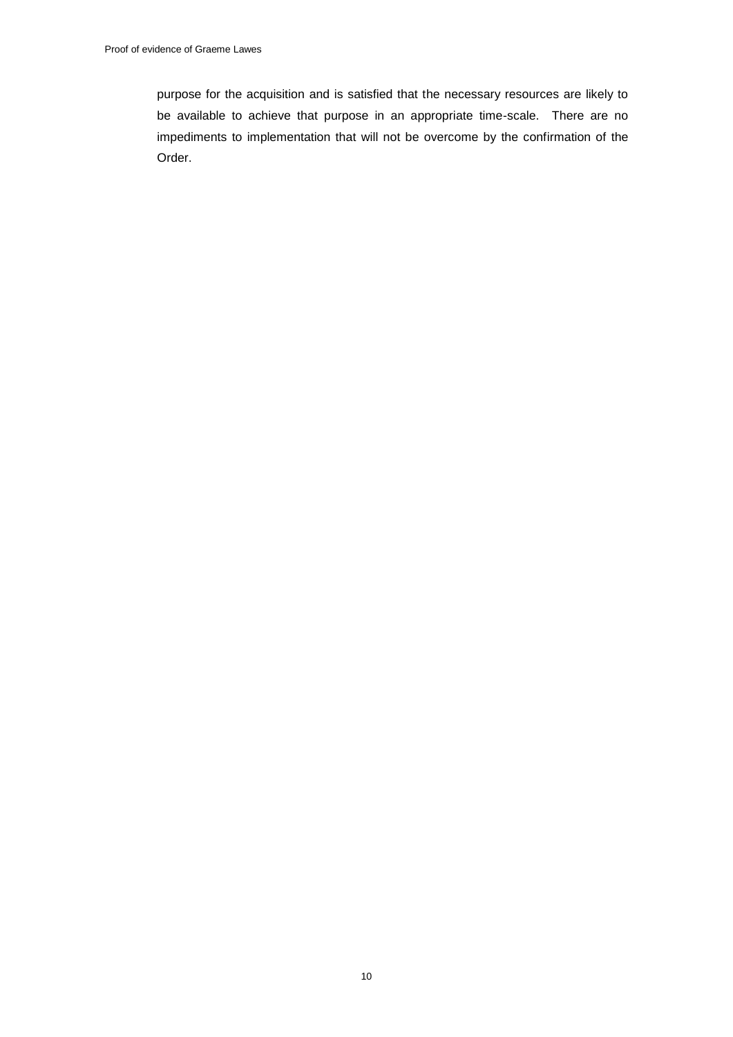purpose for the acquisition and is satisfied that the necessary resources are likely to be available to achieve that purpose in an appropriate time-scale. There are no impediments to implementation that will not be overcome by the confirmation of the Order.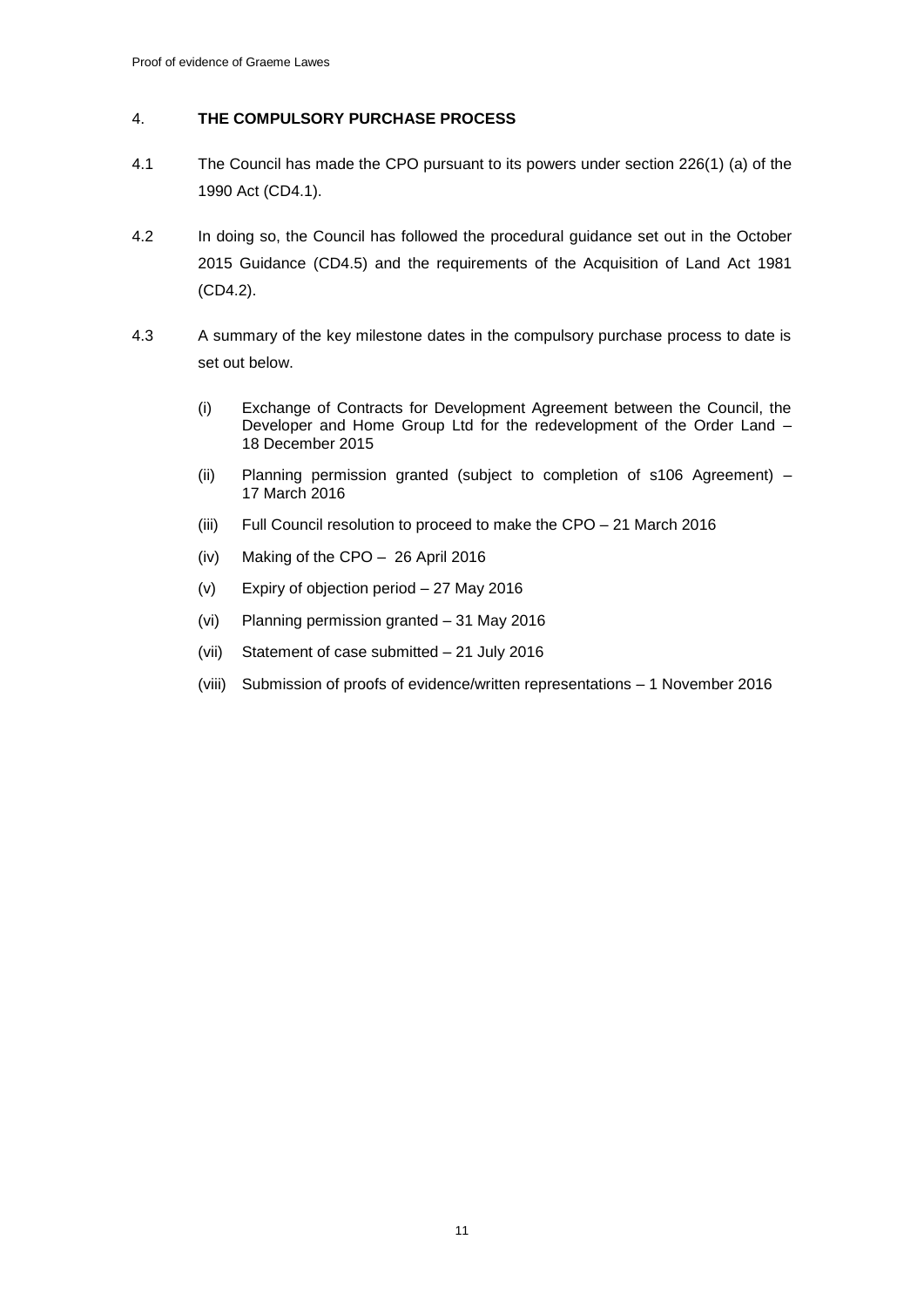## 4. THE COMPULSORY PURCHASE PROCESS

4.1 The Council has made the CPO pursuant to its powers under section 226(1) (a) of the 1990 Act (CD4.1).

4.2 In doing so, the Council has followed the procedural guidance set out in the October 2015 Guidance (CD4.5) and the requirements of the Acquisition of Land Act 1981 (CD4.2).

4.3 A summary of the key milestone dates in the compulsory purchase process to date is set out below.

(i) Exchange of Contracts for Development Agreement between the Council, the Developer and Home Group Ltd for the redevelopment of the Order Land – 18 December 2015

(ii) Planning permission granted (subject to completion of s106 Agreement) – 17 March 2016

(iii) Full Council resolution to proceed to make the CPO – 21 March 2016

(iv) Making of the CPO – 26 April 2016

(v) Expiry of objection period – 27 May 2016

(vi) Planning permission granted – 31 May 2016

(vii) Statement of case submitted – 21 July 2016

(viii) Submission of proofs of evidence/written representations – 1 November 2016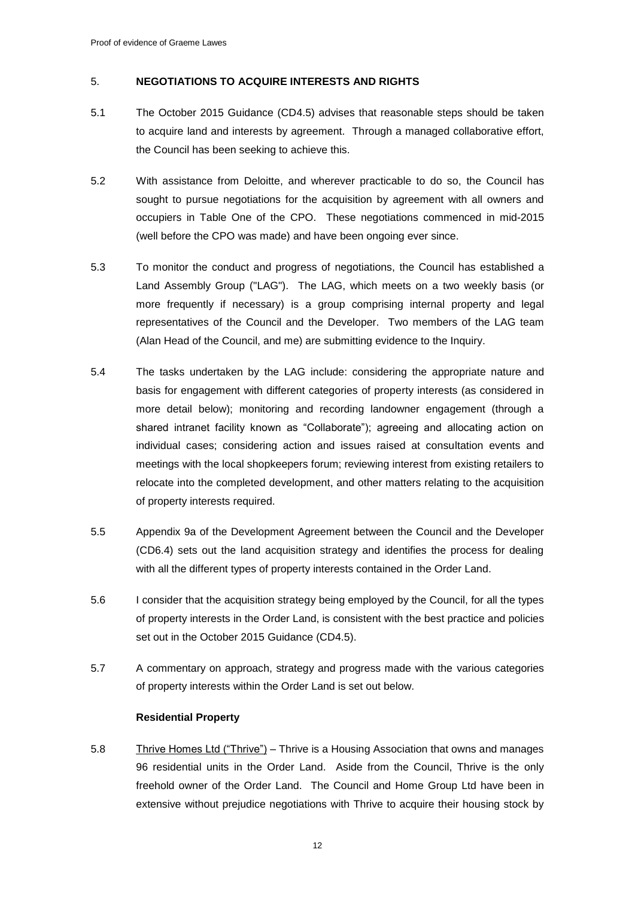## 5. NEGOTIATIONS TO ACQUIRE INTERESTS AND RIGHTS

5.1 The October 2015 Guidance (CD4.5) advises that reasonable steps should be taken to acquire land and interests by agreement. Through a managed collaborative effort, the Council has been seeking to achieve this.

5.2 With assistance from Deloitte, and wherever practicable to do so, the Council has sought to pursue negotiations for the acquisition by agreement with all owners and occupiers in Table One of the CPO. These negotiations commenced in mid-2015 (well before the CPO was made) and have been ongoing ever since.

5.3 To monitor the conduct and progress of negotiations, the Council has established a Land Assembly Group ("LAG"). The LAG, which meets on a two weekly basis (or more frequently if necessary) is a group comprising internal property and legal representatives of the Council and the Developer. Two members of the LAG team (Alan Head of the Council, and me) are submitting evidence to the Inquiry.

5.4 The tasks undertaken by the LAG include: considering the appropriate nature and basis for engagement with different categories of property interests (as considered in more detail below); monitoring and recording landowner engagement (through a shared intranet facility known as "Collaborate"); agreeing and allocating action on individual cases; considering action and issues raised at consultation events and meetings with the local shopkeepers forum; reviewing interest from existing retailers to relocate into the completed development, and other matters relating to the acquisition of property interests required.

5.5 Appendix 9a of the Development Agreement between the Council and the Developer (CD6.4) sets out the land acquisition strategy and identifies the process for dealing with all the different types of property interests contained in the Order Land.

5.6 I consider that the acquisition strategy being employed by the Council, for all the types of property interests in the Order Land, is consistent with the best practice and policies set out in the October 2015 Guidance (CD4.5).

5.7 A commentary on approach, strategy and progress made with the various categories of property interests within the Order Land is set out below.

### Residential Property

5.8 Thrive Homes Ltd ("Thrive") – Thrive is a Housing Association that owns and manages 96 residential units in the Order Land. Aside from the Council, Thrive is the only freehold owner of the Order Land. The Council and Home Group Ltd have been in extensive without prejudice negotiations with Thrive to acquire their housing stock by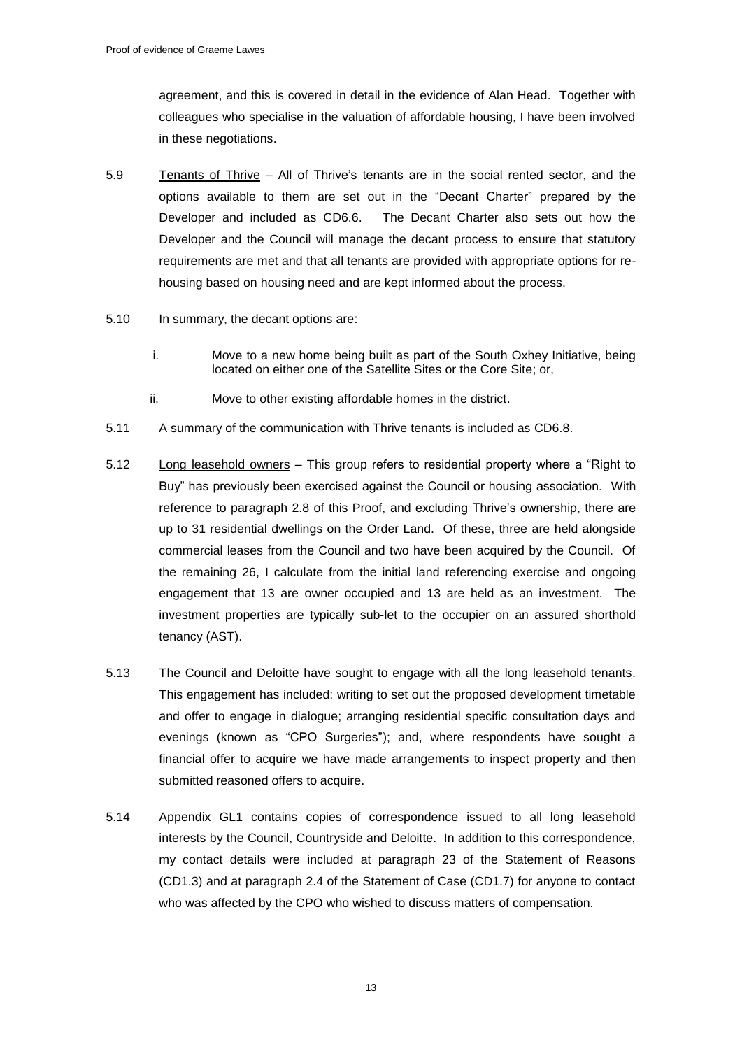agreement, and this is covered in detail in the evidence of Alan Head. Together with colleagues who specialise in the valuation of affordable housing, I have been involved in these negotiations.

5.9 Tenants of Thrive – All of Thrive's tenants are in the social rented sector, and the options available to them are set out in the "Decant Charter" prepared by the Developer and included as CD6.6. The Decant Charter also sets out how the Developer and the Council will manage the decant process to ensure that statutory requirements are met and that all tenants are provided with appropriate options for re-housing based on housing need and are kept informed about the process.

5.10 In summary, the decant options are:

i. Move to a new home being built as part of the South Oxhey Initiative, being located on either one of the Satellite Sites or the Core Site; or,

ii. Move to other existing affordable homes in the district.

5.11 A summary of the communication with Thrive tenants is included as CD6.8.

5.12 Long leasehold owners – This group refers to residential property where a "Right to Buy" has previously been exercised against the Council or housing association. With reference to paragraph 2.8 of this Proof, and excluding Thrive's ownership, there are up to 31 residential dwellings on the Order Land. Of these, three are held alongside commercial leases from the Council and two have been acquired by the Council. Of the remaining 26, I calculate from the initial land referencing exercise and ongoing engagement that 13 are owner occupied and 13 are held as an investment. The investment properties are typically sub-let to the occupier on an assured shorthold tenancy (AST).

5.13 The Council and Deloitte have sought to engage with all the long leasehold tenants. This engagement has included: writing to set out the proposed development timetable and offer to engage in dialogue; arranging residential specific consultation days and evenings (known as "CPO Surgeries"); and, where respondents have sought a financial offer to acquire we have made arrangements to inspect property and then submitted reasoned offers to acquire.

5.14 Appendix GL1 contains copies of correspondence issued to all long leasehold interests by the Council, Countryside and Deloitte. In addition to this correspondence, my contact details were included at paragraph 23 of the Statement of Reasons (CD1.3) and at paragraph 2.4 of the Statement of Case (CD1.7) for anyone to contact who was affected by the CPO who wished to discuss matters of compensation.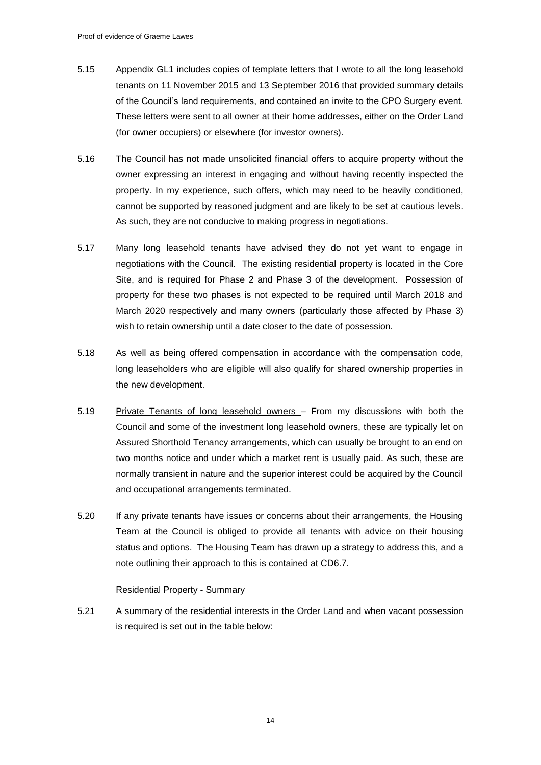5.15 Appendix GL1 includes copies of template letters that I wrote to all the long leasehold tenants on 11 November 2015 and 13 September 2016 that provided summary details of the Council's land requirements, and contained an invite to the CPO Surgery event. These letters were sent to all owner at their home addresses, either on the Order Land (for owner occupiers) or elsewhere (for investor owners).

5.16 The Council has not made unsolicited financial offers to acquire property without the owner expressing an interest in engaging and without having recently inspected the property. In my experience, such offers, which may need to be heavily conditioned, cannot be supported by reasoned judgment and are likely to be set at cautious levels. As such, they are not conducive to making progress in negotiations.

5.17 Many long leasehold tenants have advised they do not yet want to engage in negotiations with the Council. The existing residential property is located in the Core Site, and is required for Phase 2 and Phase 3 of the development. Possession of property for these two phases is not expected to be required until March 2018 and March 2020 respectively and many owners (particularly those affected by Phase 3) wish to retain ownership until a date closer to the date of possession.

5.18 As well as being offered compensation in accordance with the compensation code, long leaseholders who are eligible will also qualify for shared ownership properties in the new development.

5.19 Private Tenants of long leasehold owners – From my discussions with both the Council and some of the investment long leasehold owners, these are typically let on Assured Shorthold Tenancy arrangements, which can usually be brought to an end on two months notice and under which a market rent is usually paid. As such, these are normally transient in nature and the superior interest could be acquired by the Council and occupational arrangements terminated.

5.20 If any private tenants have issues or concerns about their arrangements, the Housing Team at the Council is obliged to provide all tenants with advice on their housing status and options. The Housing Team has drawn up a strategy to address this, and a note outlining their approach to this is contained at CD6.7.

Residential Property - Summary

5.21 A summary of the residential interests in the Order Land and when vacant possession is required is set out in the table below: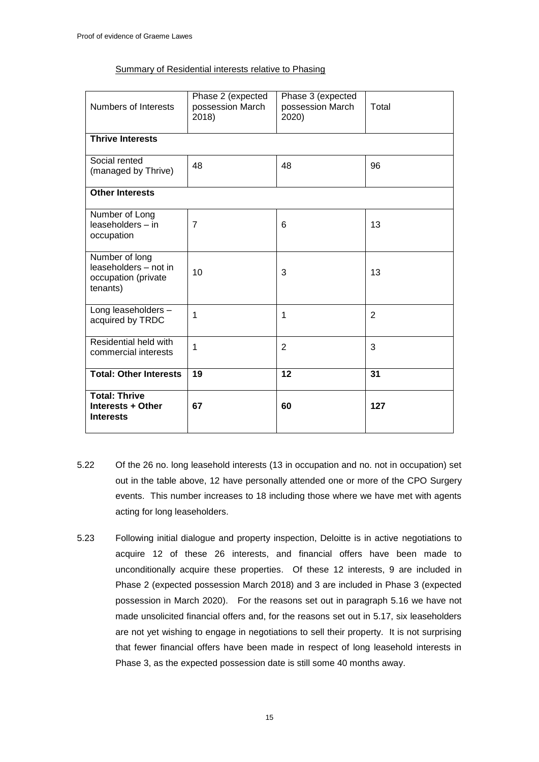Summary of Residential interests relative to Phasing

| Numbers of Interests | Phase 2 (expected possession March 2018) | Phase 3 (expected possession March 2020) | Total |
|---|---|---|---|
| **Thrive Interests** | | | |
| Social rented (managed by Thrive) | 48 | 48 | 96 |
| **Other Interests** | | | |
| Number of Long leaseholders – in occupation | 7 | 6 | 13 |
| Number of long leaseholders – not in occupation (private tenants) | 10 | 3 | 13 |
| Long leaseholders – acquired by TRDC | 1 | 1 | 2 |
| Residential held with commercial interests | 1 | 2 | 3 |
| **Total: Other Interests** | **19** | **12** | **31** |
| **Total: Thrive Interests + Other Interests** | **67** | **60** | **127** |

5.22 Of the 26 no. long leasehold interests (13 in occupation and no. not in occupation) set out in the table above, 12 have personally attended one or more of the CPO Surgery events. This number increases to 18 including those where we have met with agents acting for long leaseholders.

5.23 Following initial dialogue and property inspection, Deloitte is in active negotiations to acquire 12 of these 26 interests, and financial offers have been made to unconditionally acquire these properties. Of these 12 interests, 9 are included in Phase 2 (expected possession March 2018) and 3 are included in Phase 3 (expected possession in March 2020). For the reasons set out in paragraph 5.16 we have not made unsolicited financial offers and, for the reasons set out in 5.17, six leaseholders are not yet wishing to engage in negotiations to sell their property. It is not surprising that fewer financial offers have been made in respect of long leasehold interests in Phase 3, as the expected possession date is still some 40 months away.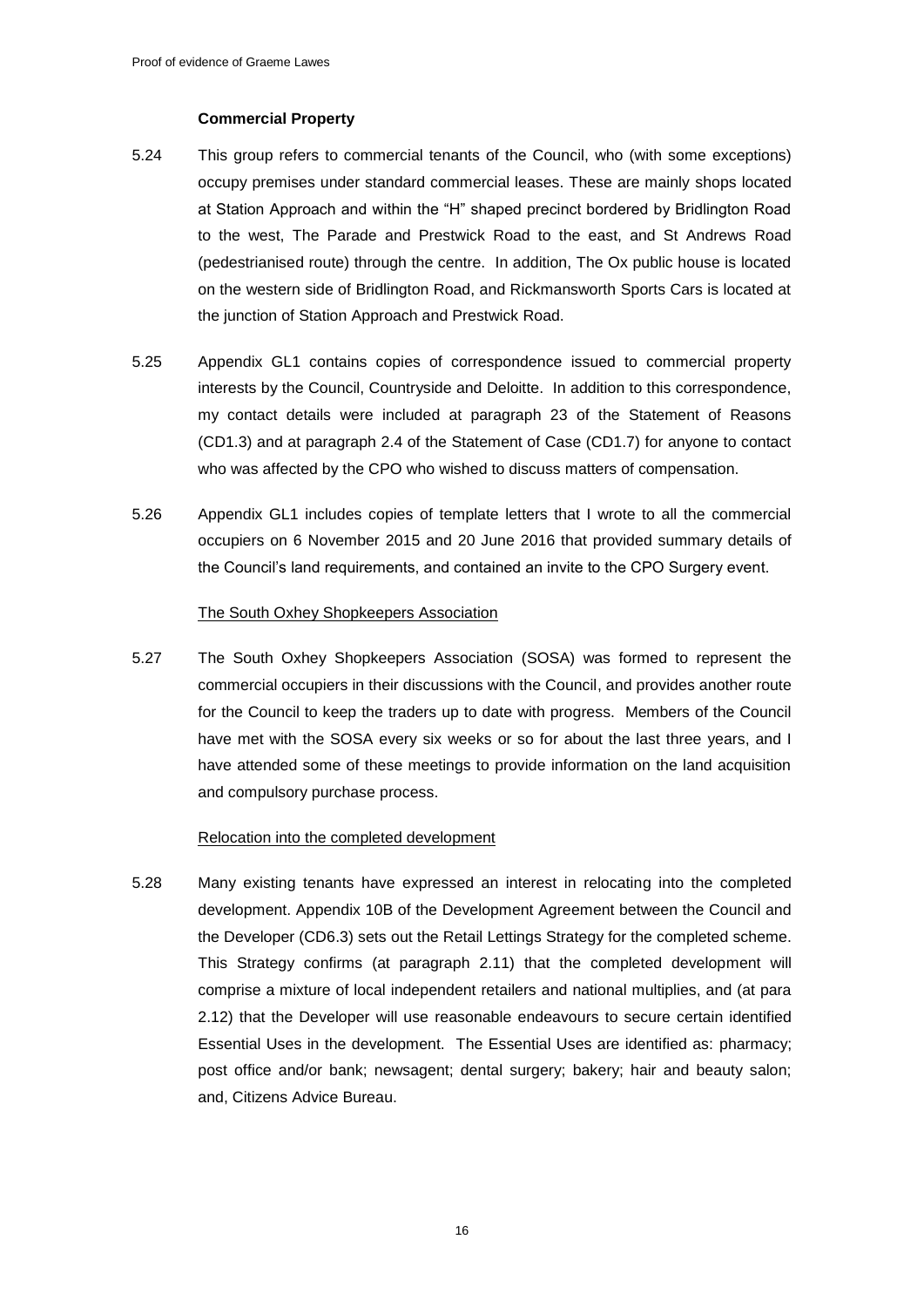### Commercial Property

5.24 This group refers to commercial tenants of the Council, who (with some exceptions) occupy premises under standard commercial leases. These are mainly shops located at Station Approach and within the "H" shaped precinct bordered by Bridlington Road to the west, The Parade and Prestwick Road to the east, and St Andrews Road (pedestrianised route) through the centre. In addition, The Ox public house is located on the western side of Bridlington Road, and Rickmansworth Sports Cars is located at the junction of Station Approach and Prestwick Road.

5.25 Appendix GL1 contains copies of correspondence issued to commercial property interests by the Council, Countryside and Deloitte. In addition to this correspondence, my contact details were included at paragraph 23 of the Statement of Reasons (CD1.3) and at paragraph 2.4 of the Statement of Case (CD1.7) for anyone to contact who was affected by the CPO who wished to discuss matters of compensation.

5.26 Appendix GL1 includes copies of template letters that I wrote to all the commercial occupiers on 6 November 2015 and 20 June 2016 that provided summary details of the Council's land requirements, and contained an invite to the CPO Surgery event.

#### The South Oxhey Shopkeepers Association

5.27 The South Oxhey Shopkeepers Association (SOSA) was formed to represent the commercial occupiers in their discussions with the Council, and provides another route for the Council to keep the traders up to date with progress. Members of the Council have met with the SOSA every six weeks or so for about the last three years, and I have attended some of these meetings to provide information on the land acquisition and compulsory purchase process.

#### Relocation into the completed development

5.28 Many existing tenants have expressed an interest in relocating into the completed development. Appendix 10B of the Development Agreement between the Council and the Developer (CD6.3) sets out the Retail Lettings Strategy for the completed scheme. This Strategy confirms (at paragraph 2.11) that the completed development will comprise a mixture of local independent retailers and national multiplies, and (at para 2.12) that the Developer will use reasonable endeavours to secure certain identified Essential Uses in the development. The Essential Uses are identified as: pharmacy; post office and/or bank; newsagent; dental surgery; bakery; hair and beauty salon; and, Citizens Advice Bureau.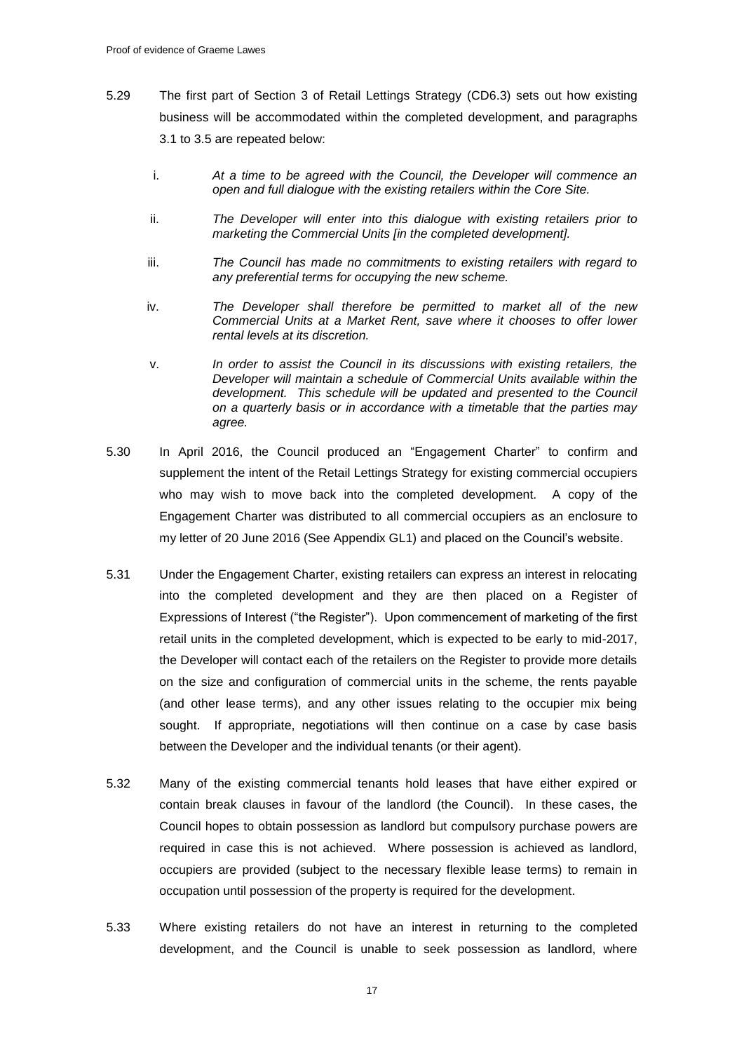5.29 The first part of Section 3 of Retail Lettings Strategy (CD6.3) sets out how existing business will be accommodated within the completed development, and paragraphs 3.1 to 3.5 are repeated below:

i. *At a time to be agreed with the Council, the Developer will commence an open and full dialogue with the existing retailers within the Core Site.*

ii. *The Developer will enter into this dialogue with existing retailers prior to marketing the Commercial Units [in the completed development].*

iii. *The Council has made no commitments to existing retailers with regard to any preferential terms for occupying the new scheme.*

iv. *The Developer shall therefore be permitted to market all of the new Commercial Units at a Market Rent, save where it chooses to offer lower rental levels at its discretion.*

v. *In order to assist the Council in its discussions with existing retailers, the Developer will maintain a schedule of Commercial Units available within the development. This schedule will be updated and presented to the Council on a quarterly basis or in accordance with a timetable that the parties may agree.*

5.30 In April 2016, the Council produced an "Engagement Charter" to confirm and supplement the intent of the Retail Lettings Strategy for existing commercial occupiers who may wish to move back into the completed development. A copy of the Engagement Charter was distributed to all commercial occupiers as an enclosure to my letter of 20 June 2016 (See Appendix GL1) and placed on the Council's website.

5.31 Under the Engagement Charter, existing retailers can express an interest in relocating into the completed development and they are then placed on a Register of Expressions of Interest ("the Register"). Upon commencement of marketing of the first retail units in the completed development, which is expected to be early to mid-2017, the Developer will contact each of the retailers on the Register to provide more details on the size and configuration of commercial units in the scheme, the rents payable (and other lease terms), and any other issues relating to the occupier mix being sought. If appropriate, negotiations will then continue on a case by case basis between the Developer and the individual tenants (or their agent).

5.32 Many of the existing commercial tenants hold leases that have either expired or contain break clauses in favour of the landlord (the Council). In these cases, the Council hopes to obtain possession as landlord but compulsory purchase powers are required in case this is not achieved. Where possession is achieved as landlord, occupiers are provided (subject to the necessary flexible lease terms) to remain in occupation until possession of the property is required for the development.

5.33 Where existing retailers do not have an interest in returning to the completed development, and the Council is unable to seek possession as landlord, where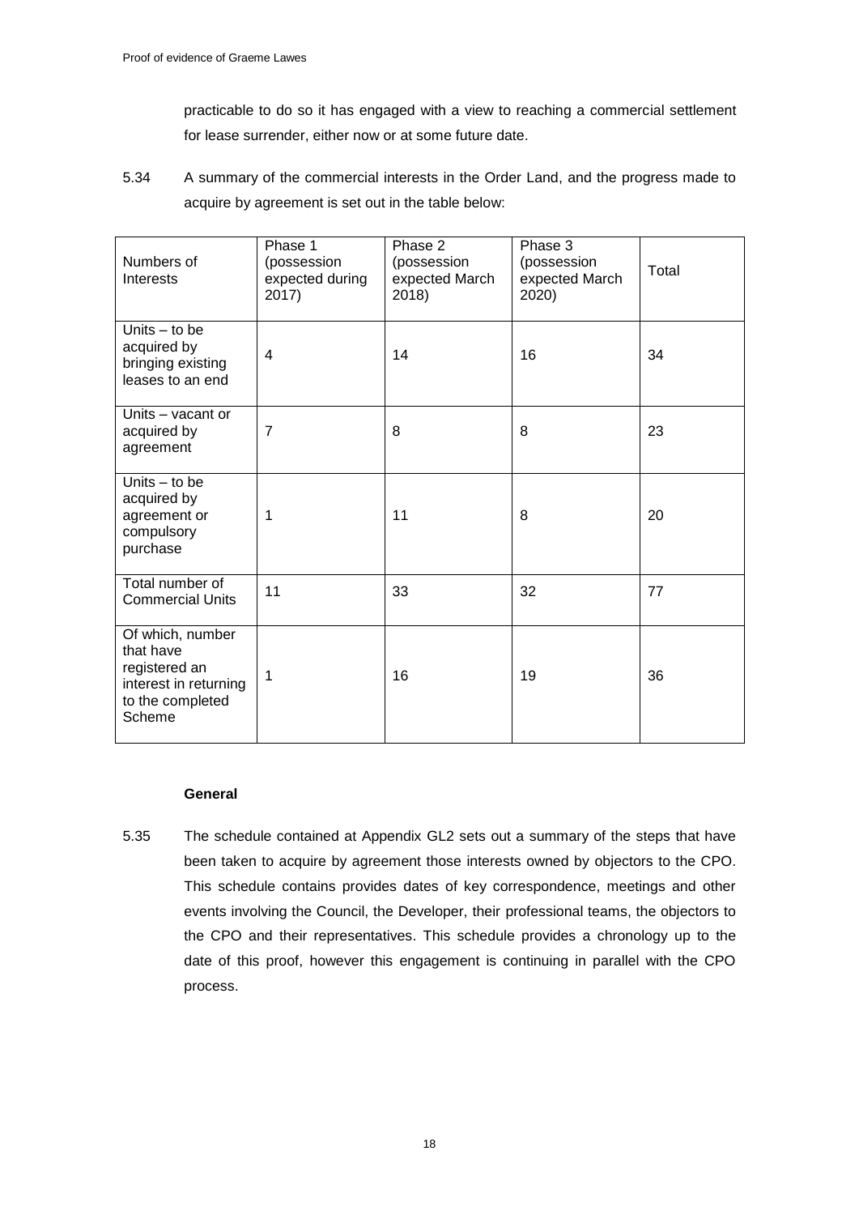practicable to do so it has engaged with a view to reaching a commercial settlement for lease surrender, either now or at some future date.

5.34 A summary of the commercial interests in the Order Land, and the progress made to acquire by agreement is set out in the table below:

| Numbers of Interests | Phase 1 (possession expected during 2017) | Phase 2 (possession expected March 2018) | Phase 3 (possession expected March 2020) | Total |
|---|---|---|---|---|
| Units – to be acquired by bringing existing leases to an end | 4 | 14 | 16 | 34 |
| Units – vacant or acquired by agreement | 7 | 8 | 8 | 23 |
| Units – to be acquired by agreement or compulsory purchase | 1 | 11 | 8 | 20 |
| Total number of Commercial Units | 11 | 33 | 32 | 77 |
| Of which, number that have registered an interest in returning to the completed Scheme | 1 | 16 | 19 | 36 |

**General**

5.35 The schedule contained at Appendix GL2 sets out a summary of the steps that have been taken to acquire by agreement those interests owned by objectors to the CPO. This schedule contains provides dates of key correspondence, meetings and other events involving the Council, the Developer, their professional teams, the objectors to the CPO and their representatives. This schedule provides a chronology up to the date of this proof, however this engagement is continuing in parallel with the CPO process.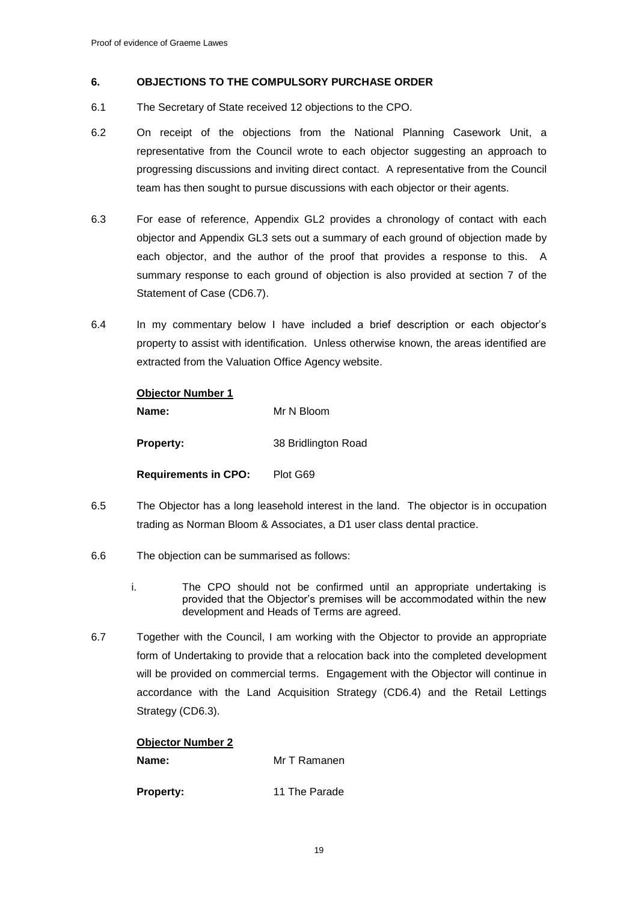## 6. OBJECTIONS TO THE COMPULSORY PURCHASE ORDER

6.1 The Secretary of State received 12 objections to the CPO.

6.2 On receipt of the objections from the National Planning Casework Unit, a representative from the Council wrote to each objector suggesting an approach to progressing discussions and inviting direct contact. A representative from the Council team has then sought to pursue discussions with each objector or their agents.

6.3 For ease of reference, Appendix GL2 provides a chronology of contact with each objector and Appendix GL3 sets out a summary of each ground of objection made by each objector, and the author of the proof that provides a response to this. A summary response to each ground of objection is also provided at section 7 of the Statement of Case (CD6.7).

6.4 In my commentary below I have included a brief description or each objector's property to assist with identification. Unless otherwise known, the areas identified are extracted from the Valuation Office Agency website.

**Objector Number 1**

**Name:** Mr N Bloom

**Property:** 38 Bridlington Road

**Requirements in CPO:** Plot G69

6.5 The Objector has a long leasehold interest in the land. The objector is in occupation trading as Norman Bloom & Associates, a D1 user class dental practice.

6.6 The objection can be summarised as follows:

i. The CPO should not be confirmed until an appropriate undertaking is provided that the Objector's premises will be accommodated within the new development and Heads of Terms are agreed.

6.7 Together with the Council, I am working with the Objector to provide an appropriate form of Undertaking to provide that a relocation back into the completed development will be provided on commercial terms. Engagement with the Objector will continue in accordance with the Land Acquisition Strategy (CD6.4) and the Retail Lettings Strategy (CD6.3).

**Objector Number 2**

**Name:** Mr T Ramanen

**Property:** 11 The Parade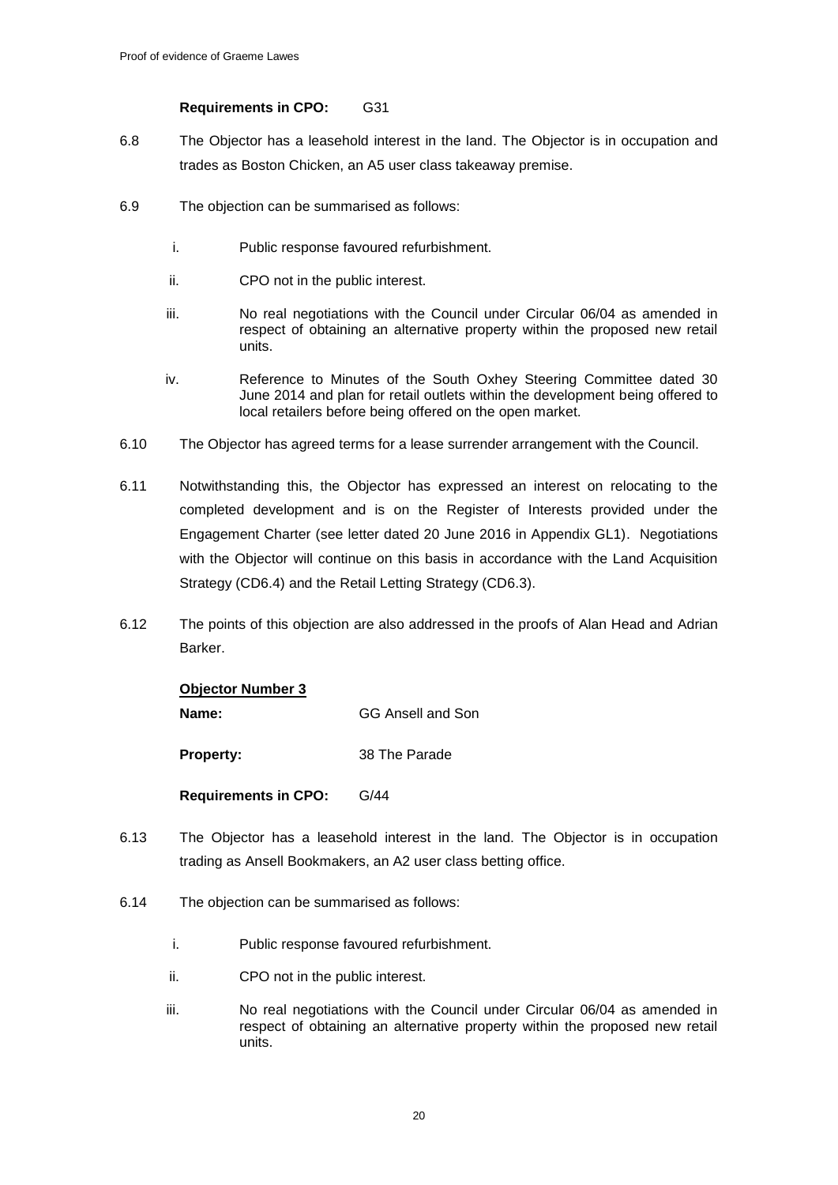**Requirements in CPO:** G31

6.8 The Objector has a leasehold interest in the land. The Objector is in occupation and trades as Boston Chicken, an A5 user class takeaway premise.

6.9 The objection can be summarised as follows:

i. Public response favoured refurbishment.

ii. CPO not in the public interest.

iii. No real negotiations with the Council under Circular 06/04 as amended in respect of obtaining an alternative property within the proposed new retail units.

iv. Reference to Minutes of the South Oxhey Steering Committee dated 30 June 2014 and plan for retail outlets within the development being offered to local retailers before being offered on the open market.

6.10 The Objector has agreed terms for a lease surrender arrangement with the Council.

6.11 Notwithstanding this, the Objector has expressed an interest on relocating to the completed development and is on the Register of Interests provided under the Engagement Charter (see letter dated 20 June 2016 in Appendix GL1). Negotiations with the Objector will continue on this basis in accordance with the Land Acquisition Strategy (CD6.4) and the Retail Letting Strategy (CD6.3).

6.12 The points of this objection are also addressed in the proofs of Alan Head and Adrian Barker.

**Objector Number 3**

**Name:** GG Ansell and Son

**Property:** 38 The Parade

**Requirements in CPO:** G/44

6.13 The Objector has a leasehold interest in the land. The Objector is in occupation trading as Ansell Bookmakers, an A2 user class betting office.

6.14 The objection can be summarised as follows:

i. Public response favoured refurbishment.

ii. CPO not in the public interest.

iii. No real negotiations with the Council under Circular 06/04 as amended in respect of obtaining an alternative property within the proposed new retail units.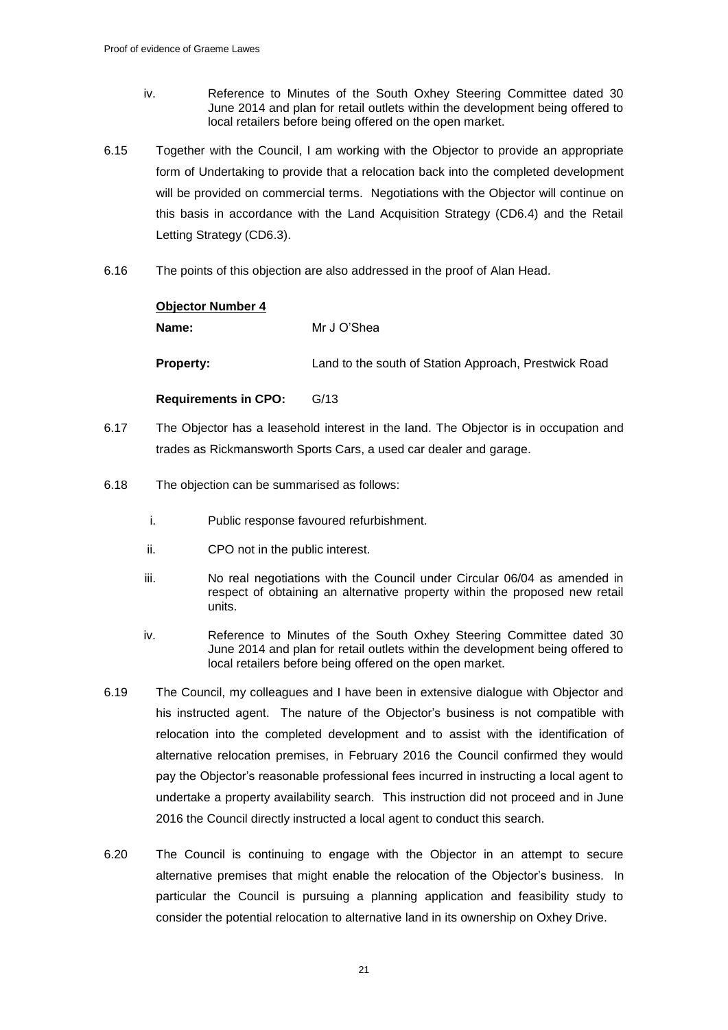iv. Reference to Minutes of the South Oxhey Steering Committee dated 30 June 2014 and plan for retail outlets within the development being offered to local retailers before being offered on the open market.

6.15 Together with the Council, I am working with the Objector to provide an appropriate form of Undertaking to provide that a relocation back into the completed development will be provided on commercial terms. Negotiations with the Objector will continue on this basis in accordance with the Land Acquisition Strategy (CD6.4) and the Retail Letting Strategy (CD6.3).

6.16 The points of this objection are also addressed in the proof of Alan Head.

**Objector Number 4**

**Name:** Mr J O'Shea

**Property:** Land to the south of Station Approach, Prestwick Road

**Requirements in CPO:** G/13

6.17 The Objector has a leasehold interest in the land. The Objector is in occupation and trades as Rickmansworth Sports Cars, a used car dealer and garage.

6.18 The objection can be summarised as follows:

i. Public response favoured refurbishment.

ii. CPO not in the public interest.

iii. No real negotiations with the Council under Circular 06/04 as amended in respect of obtaining an alternative property within the proposed new retail units.

iv. Reference to Minutes of the South Oxhey Steering Committee dated 30 June 2014 and plan for retail outlets within the development being offered to local retailers before being offered on the open market.

6.19 The Council, my colleagues and I have been in extensive dialogue with Objector and his instructed agent. The nature of the Objector's business is not compatible with relocation into the completed development and to assist with the identification of alternative relocation premises, in February 2016 the Council confirmed they would pay the Objector's reasonable professional fees incurred in instructing a local agent to undertake a property availability search. This instruction did not proceed and in June 2016 the Council directly instructed a local agent to conduct this search.

6.20 The Council is continuing to engage with the Objector in an attempt to secure alternative premises that might enable the relocation of the Objector's business. In particular the Council is pursuing a planning application and feasibility study to consider the potential relocation to alternative land in its ownership on Oxhey Drive.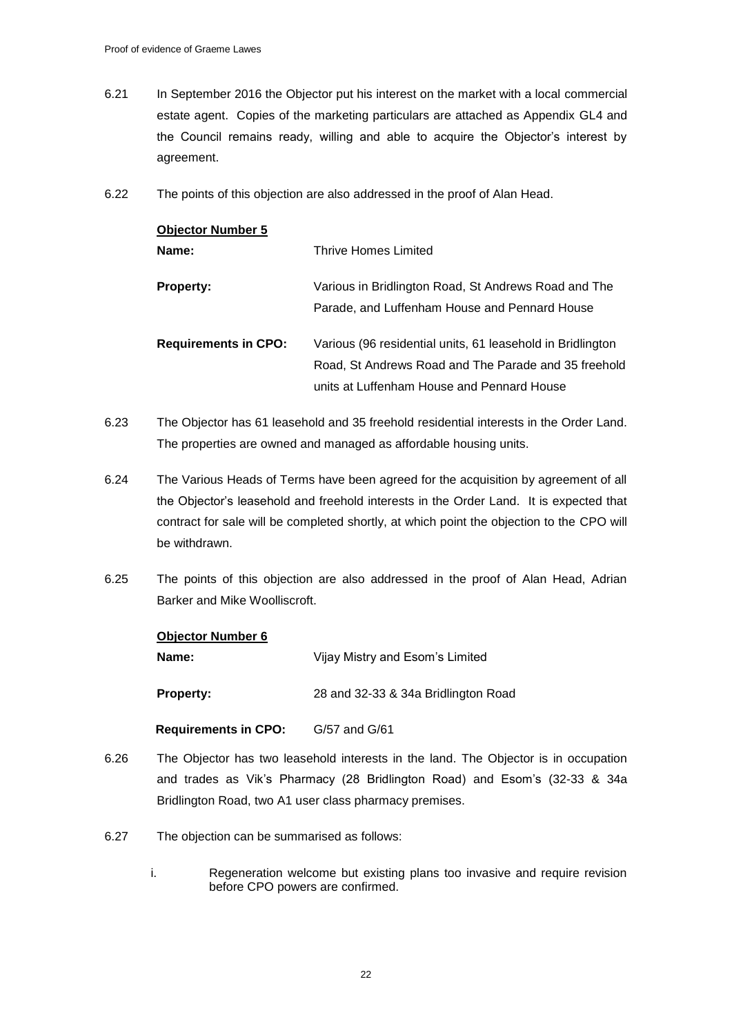6.21 In September 2016 the Objector put his interest on the market with a local commercial estate agent. Copies of the marketing particulars are attached as Appendix GL4 and the Council remains ready, willing and able to acquire the Objector's interest by agreement.

6.22 The points of this objection are also addressed in the proof of Alan Head.

**Objector Number 5**

| | |
|---|---|
| **Name:** | Thrive Homes Limited |
| **Property:** | Various in Bridlington Road, St Andrews Road and The Parade, and Luffenham House and Pennard House |
| **Requirements in CPO:** | Various (96 residential units, 61 leasehold in Bridlington Road, St Andrews Road and The Parade and 35 freehold units at Luffenham House and Pennard House |

6.23 The Objector has 61 leasehold and 35 freehold residential interests in the Order Land. The properties are owned and managed as affordable housing units.

6.24 The Various Heads of Terms have been agreed for the acquisition by agreement of all the Objector's leasehold and freehold interests in the Order Land. It is expected that contract for sale will be completed shortly, at which point the objection to the CPO will be withdrawn.

6.25 The points of this objection are also addressed in the proof of Alan Head, Adrian Barker and Mike Woolliscroft.

**Objector Number 6**

| | |
|---|---|
| **Name:** | Vijay Mistry and Esom's Limited |
| **Property:** | 28 and 32-33 & 34a Bridlington Road |
| **Requirements in CPO:** | G/57 and G/61 |

6.26 The Objector has two leasehold interests in the land. The Objector is in occupation and trades as Vik's Pharmacy (28 Bridlington Road) and Esom's (32-33 & 34a Bridlington Road, two A1 user class pharmacy premises.

6.27 The objection can be summarised as follows:

i. Regeneration welcome but existing plans too invasive and require revision before CPO powers are confirmed.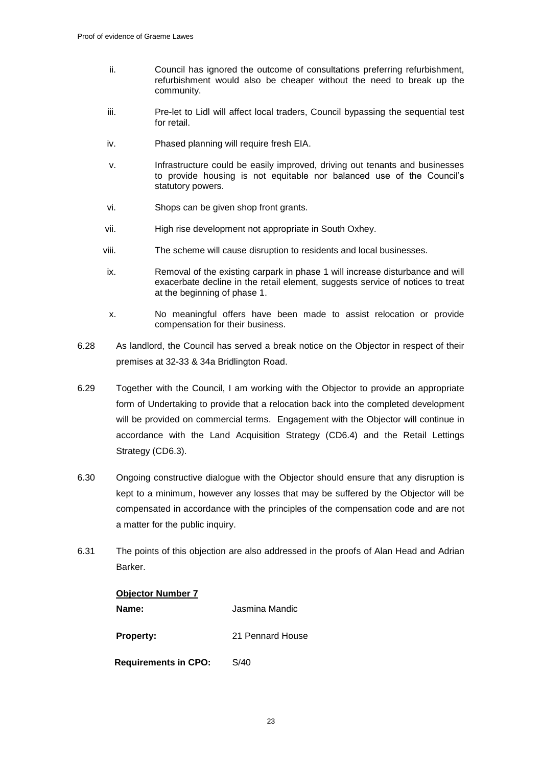ii. Council has ignored the outcome of consultations preferring refurbishment, refurbishment would also be cheaper without the need to break up the community.

iii. Pre-let to Lidl will affect local traders, Council bypassing the sequential test for retail.

iv. Phased planning will require fresh EIA.

v. Infrastructure could be easily improved, driving out tenants and businesses to provide housing is not equitable nor balanced use of the Council's statutory powers.

vi. Shops can be given shop front grants.

vii. High rise development not appropriate in South Oxhey.

viii. The scheme will cause disruption to residents and local businesses.

ix. Removal of the existing carpark in phase 1 will increase disturbance and will exacerbate decline in the retail element, suggests service of notices to treat at the beginning of phase 1.

x. No meaningful offers have been made to assist relocation or provide compensation for their business.

6.28 As landlord, the Council has served a break notice on the Objector in respect of their premises at 32-33 & 34a Bridlington Road.

6.29 Together with the Council, I am working with the Objector to provide an appropriate form of Undertaking to provide that a relocation back into the completed development will be provided on commercial terms. Engagement with the Objector will continue in accordance with the Land Acquisition Strategy (CD6.4) and the Retail Lettings Strategy (CD6.3).

6.30 Ongoing constructive dialogue with the Objector should ensure that any disruption is kept to a minimum, however any losses that may be suffered by the Objector will be compensated in accordance with the principles of the compensation code and are not a matter for the public inquiry.

6.31 The points of this objection are also addressed in the proofs of Alan Head and Adrian Barker.

**Objector Number 7**

**Name:** Jasmina Mandic

**Property:** 21 Pennard House

**Requirements in CPO:** S/40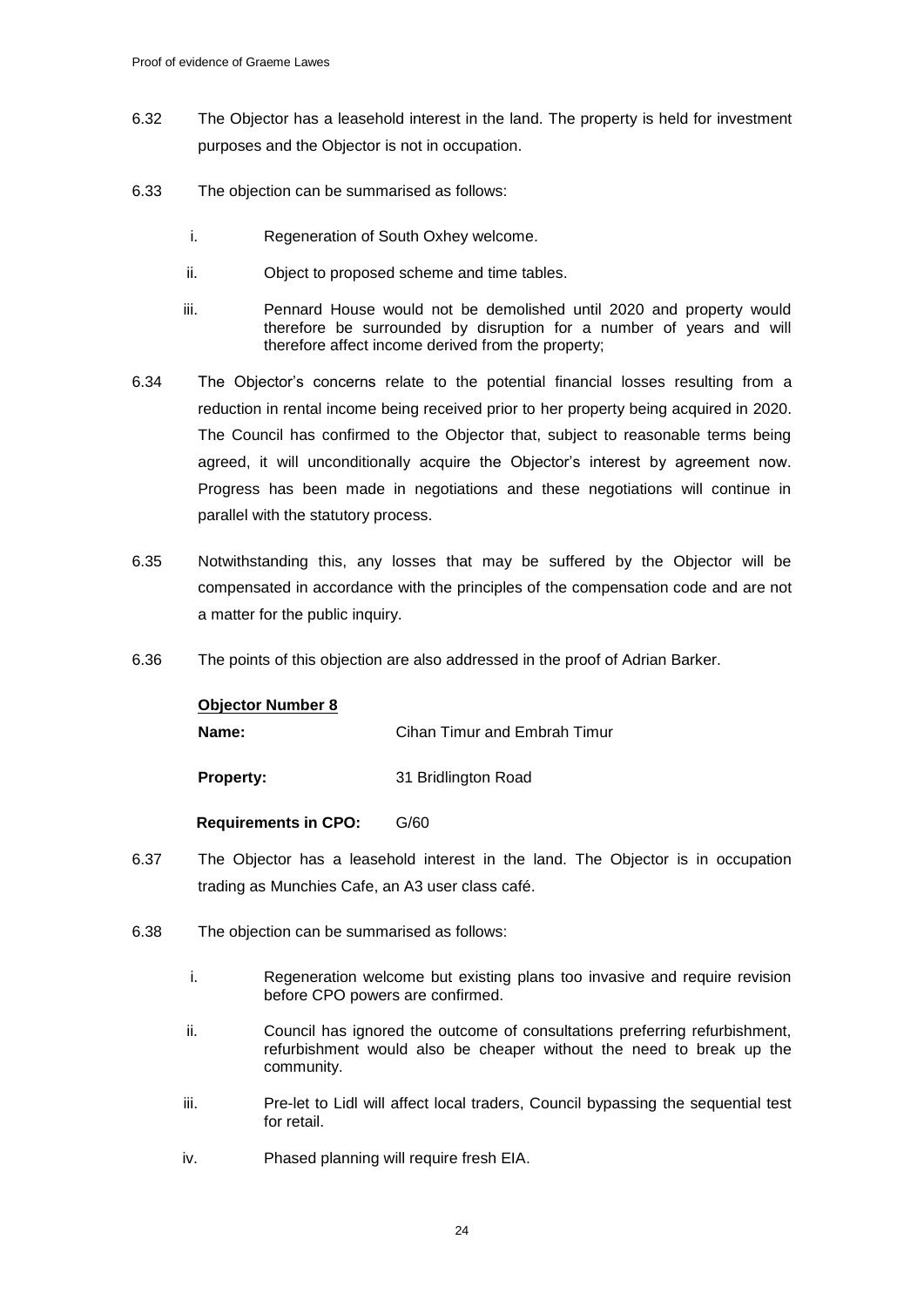6.32 The Objector has a leasehold interest in the land. The property is held for investment purposes and the Objector is not in occupation.

6.33 The objection can be summarised as follows:

i. Regeneration of South Oxhey welcome.

ii. Object to proposed scheme and time tables.

iii. Pennard House would not be demolished until 2020 and property would therefore be surrounded by disruption for a number of years and will therefore affect income derived from the property;

6.34 The Objector's concerns relate to the potential financial losses resulting from a reduction in rental income being received prior to her property being acquired in 2020. The Council has confirmed to the Objector that, subject to reasonable terms being agreed, it will unconditionally acquire the Objector's interest by agreement now. Progress has been made in negotiations and these negotiations will continue in parallel with the statutory process.

6.35 Notwithstanding this, any losses that may be suffered by the Objector will be compensated in accordance with the principles of the compensation code and are not a matter for the public inquiry.

6.36 The points of this objection are also addressed in the proof of Adrian Barker.

**Objector Number 8**

**Name:** Cihan Timur and Embrah Timur

**Property:** 31 Bridlington Road

**Requirements in CPO:** G/60

6.37 The Objector has a leasehold interest in the land. The Objector is in occupation trading as Munchies Cafe, an A3 user class café.

6.38 The objection can be summarised as follows:

i. Regeneration welcome but existing plans too invasive and require revision before CPO powers are confirmed.

ii. Council has ignored the outcome of consultations preferring refurbishment, refurbishment would also be cheaper without the need to break up the community.

iii. Pre-let to Lidl will affect local traders, Council bypassing the sequential test for retail.

iv. Phased planning will require fresh EIA.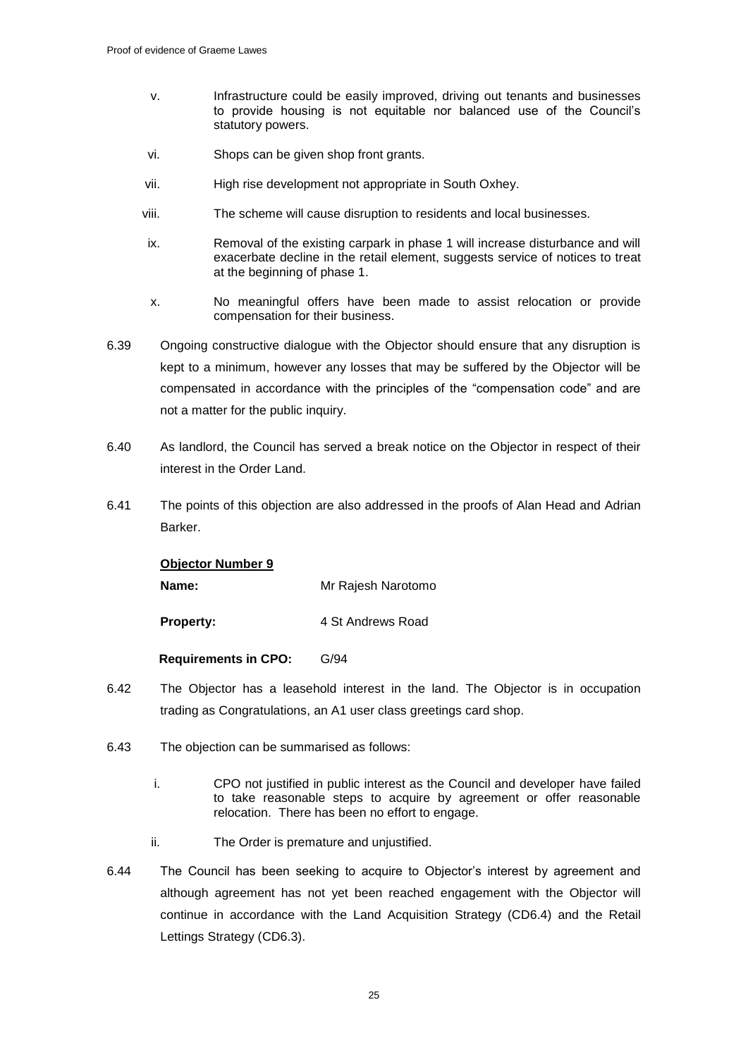v. Infrastructure could be easily improved, driving out tenants and businesses to provide housing is not equitable nor balanced use of the Council's statutory powers.

vi. Shops can be given shop front grants.

vii. High rise development not appropriate in South Oxhey.

viii. The scheme will cause disruption to residents and local businesses.

ix. Removal of the existing carpark in phase 1 will increase disturbance and will exacerbate decline in the retail element, suggests service of notices to treat at the beginning of phase 1.

x. No meaningful offers have been made to assist relocation or provide compensation for their business.

6.39 Ongoing constructive dialogue with the Objector should ensure that any disruption is kept to a minimum, however any losses that may be suffered by the Objector will be compensated in accordance with the principles of the "compensation code" and are not a matter for the public inquiry.

6.40 As landlord, the Council has served a break notice on the Objector in respect of their interest in the Order Land.

6.41 The points of this objection are also addressed in the proofs of Alan Head and Adrian Barker.

**Objector Number 9**

**Name:** Mr Rajesh Narotomo

**Property:** 4 St Andrews Road

**Requirements in CPO:** G/94

6.42 The Objector has a leasehold interest in the land. The Objector is in occupation trading as Congratulations, an A1 user class greetings card shop.

6.43 The objection can be summarised as follows:

i. CPO not justified in public interest as the Council and developer have failed to take reasonable steps to acquire by agreement or offer reasonable relocation. There has been no effort to engage.

ii. The Order is premature and unjustified.

6.44 The Council has been seeking to acquire to Objector's interest by agreement and although agreement has not yet been reached engagement with the Objector will continue in accordance with the Land Acquisition Strategy (CD6.4) and the Retail Lettings Strategy (CD6.3).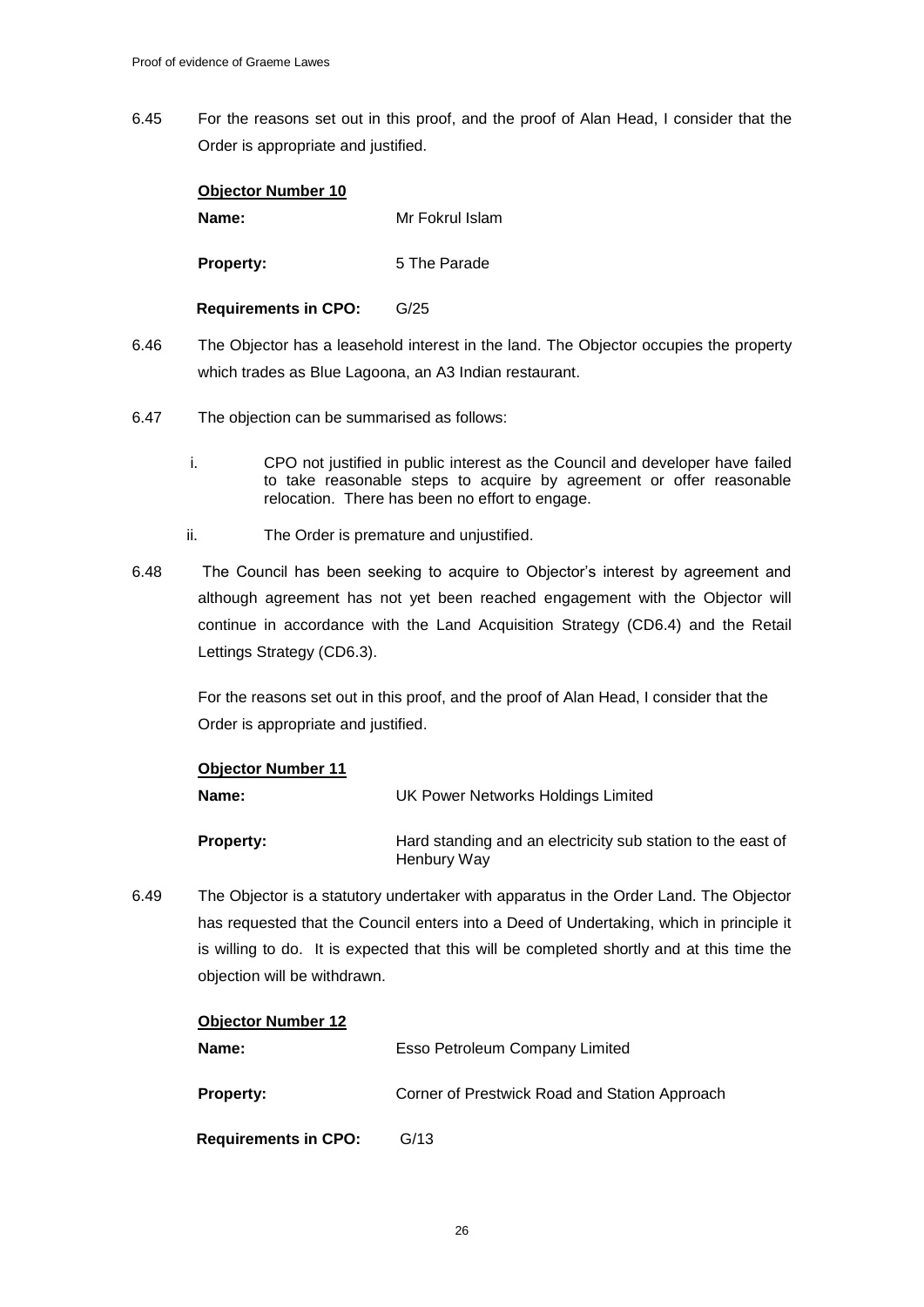6.45 For the reasons set out in this proof, and the proof of Alan Head, I consider that the Order is appropriate and justified.

**Objector Number 10**

**Name:** Mr Fokrul Islam

**Property:** 5 The Parade

**Requirements in CPO:** G/25

6.46 The Objector has a leasehold interest in the land. The Objector occupies the property which trades as Blue Lagoona, an A3 Indian restaurant.

6.47 The objection can be summarised as follows:

i. CPO not justified in public interest as the Council and developer have failed to take reasonable steps to acquire by agreement or offer reasonable relocation. There has been no effort to engage.

ii. The Order is premature and unjustified.

6.48 The Council has been seeking to acquire to Objector's interest by agreement and although agreement has not yet been reached engagement with the Objector will continue in accordance with the Land Acquisition Strategy (CD6.4) and the Retail Lettings Strategy (CD6.3).

For the reasons set out in this proof, and the proof of Alan Head, I consider that the Order is appropriate and justified.

**Objector Number 11**

**Name:** UK Power Networks Holdings Limited

**Property:** Hard standing and an electricity sub station to the east of Henbury Way

6.49 The Objector is a statutory undertaker with apparatus in the Order Land. The Objector has requested that the Council enters into a Deed of Undertaking, which in principle it is willing to do. It is expected that this will be completed shortly and at this time the objection will be withdrawn.

**Objector Number 12**

**Name:** Esso Petroleum Company Limited

**Property:** Corner of Prestwick Road and Station Approach

**Requirements in CPO:** G/13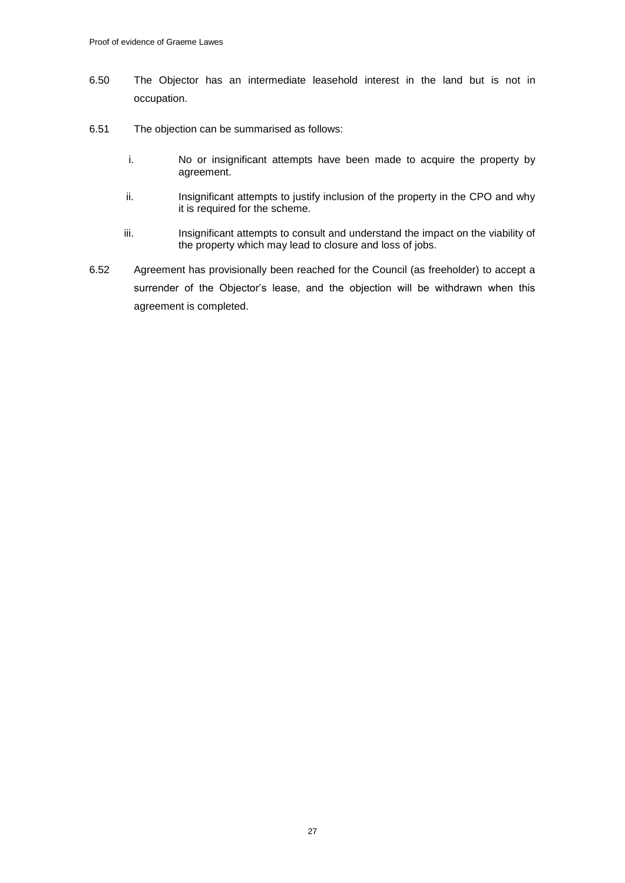6.50 The Objector has an intermediate leasehold interest in the land but is not in occupation.

6.51 The objection can be summarised as follows:

i. No or insignificant attempts have been made to acquire the property by agreement.

ii. Insignificant attempts to justify inclusion of the property in the CPO and why it is required for the scheme.

iii. Insignificant attempts to consult and understand the impact on the viability of the property which may lead to closure and loss of jobs.

6.52 Agreement has provisionally been reached for the Council (as freeholder) to accept a surrender of the Objector's lease, and the objection will be withdrawn when this agreement is completed.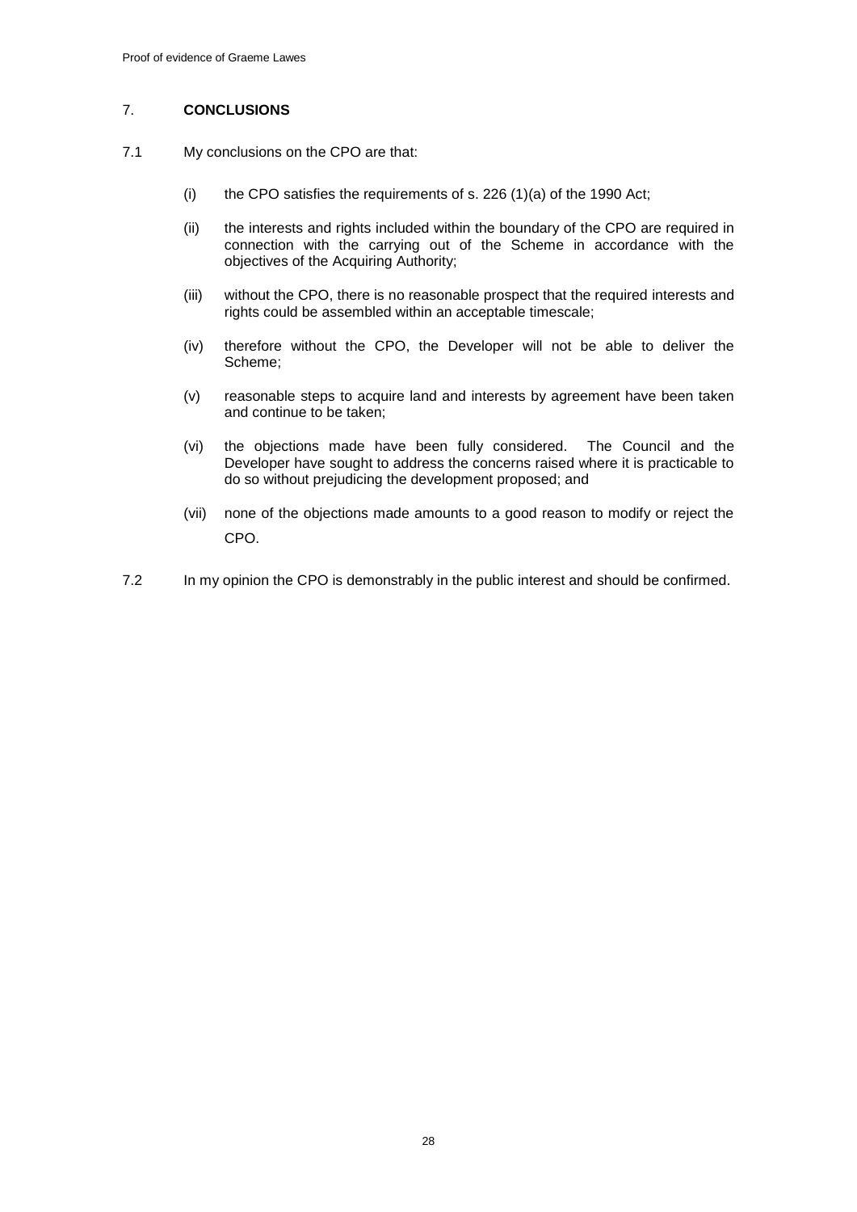## 7. CONCLUSIONS

7.1 My conclusions on the CPO are that:

(i) the CPO satisfies the requirements of s. 226 (1)(a) of the 1990 Act;

(ii) the interests and rights included within the boundary of the CPO are required in connection with the carrying out of the Scheme in accordance with the objectives of the Acquiring Authority;

(iii) without the CPO, there is no reasonable prospect that the required interests and rights could be assembled within an acceptable timescale;

(iv) therefore without the CPO, the Developer will not be able to deliver the Scheme;

(v) reasonable steps to acquire land and interests by agreement have been taken and continue to be taken;

(vi) the objections made have been fully considered. The Council and the Developer have sought to address the concerns raised where it is practicable to do so without prejudicing the development proposed; and

(vii) none of the objections made amounts to a good reason to modify or reject the CPO.

7.2 In my opinion the CPO is demonstrably in the public interest and should be confirmed.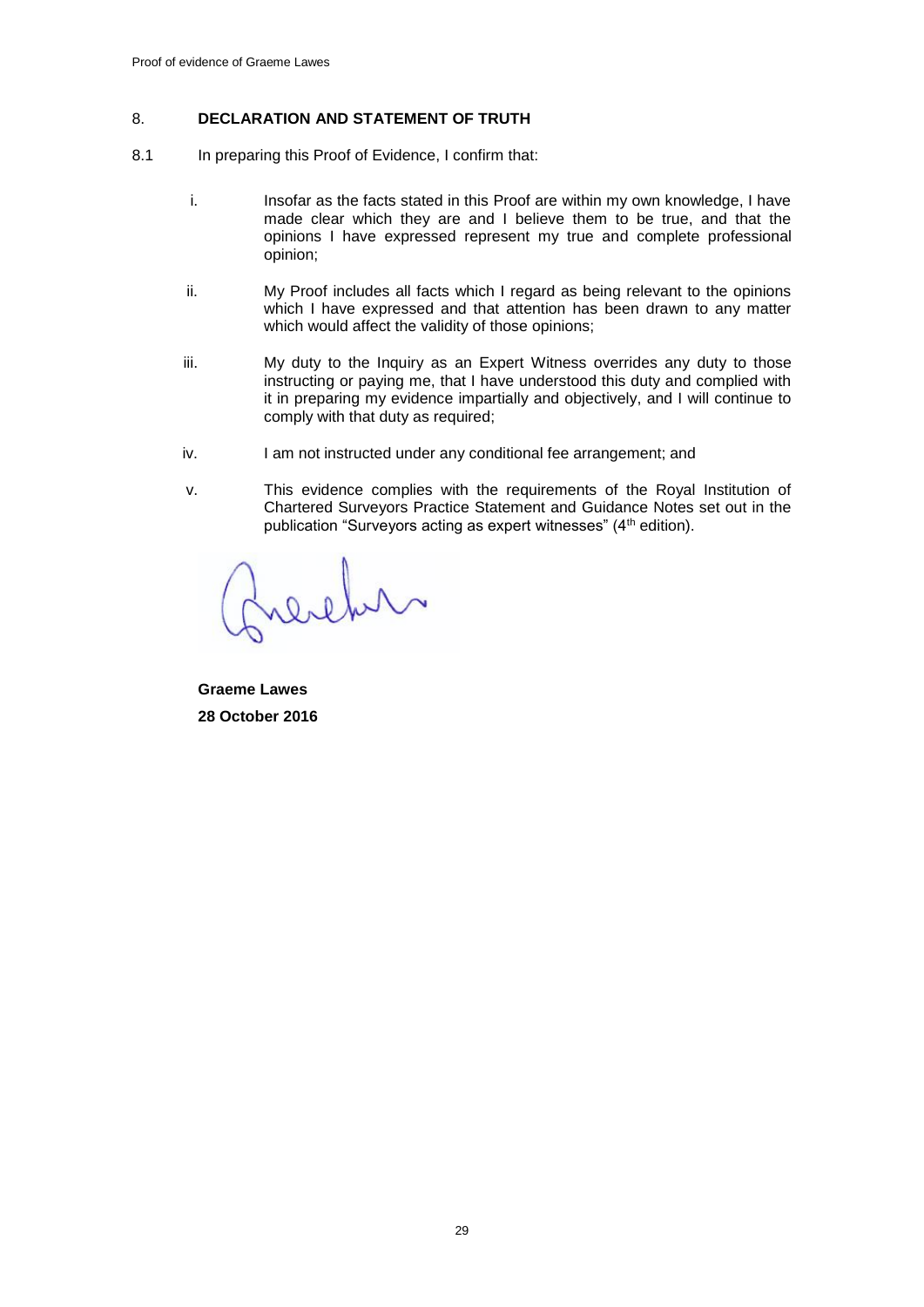## 8. DECLARATION AND STATEMENT OF TRUTH

8.1 In preparing this Proof of Evidence, I confirm that:

i. Insofar as the facts stated in this Proof are within my own knowledge, I have made clear which they are and I believe them to be true, and that the opinions I have expressed represent my true and complete professional opinion;

ii. My Proof includes all facts which I regard as being relevant to the opinions which I have expressed and that attention has been drawn to any matter which would affect the validity of those opinions;

iii. My duty to the Inquiry as an Expert Witness overrides any duty to those instructing or paying me, that I have understood this duty and complied with it in preparing my evidence impartially and objectively, and I will continue to comply with that duty as required;

iv. I am not instructed under any conditional fee arrangement; and

v. This evidence complies with the requirements of the Royal Institution of Chartered Surveyors Practice Statement and Guidance Notes set out in the publication "Surveyors acting as expert witnesses" (4th edition).

**Graeme Lawes**

**28 October 2016**